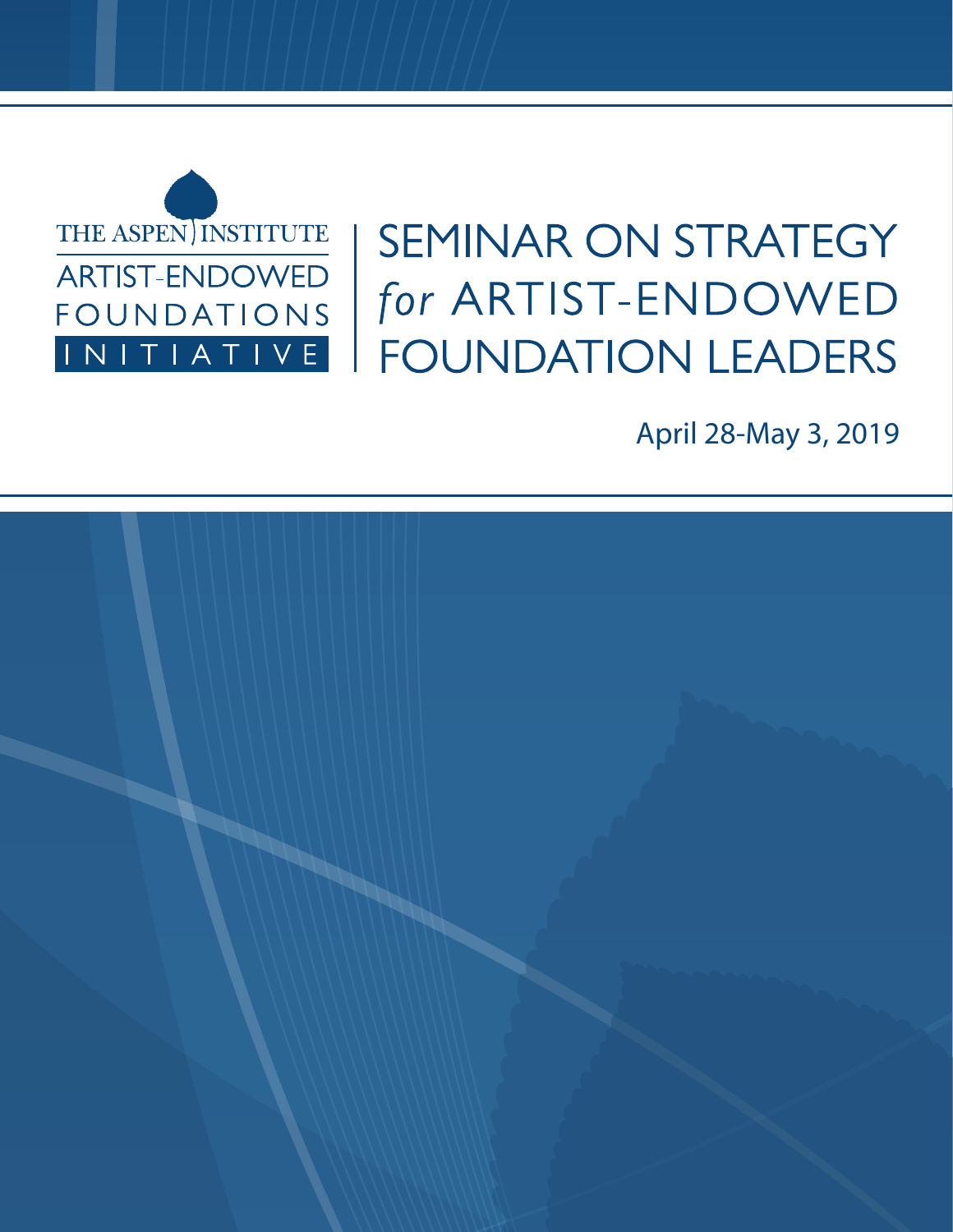THE ASPEN INSTITUTE

ARTIST-ENDOWED FOUNDATIONS INITIATIVE

# SEMINAR ON STRATEGY *for* ARTIST-ENDOWED FOUNDATION LEADERS

April 28-May 3, 2019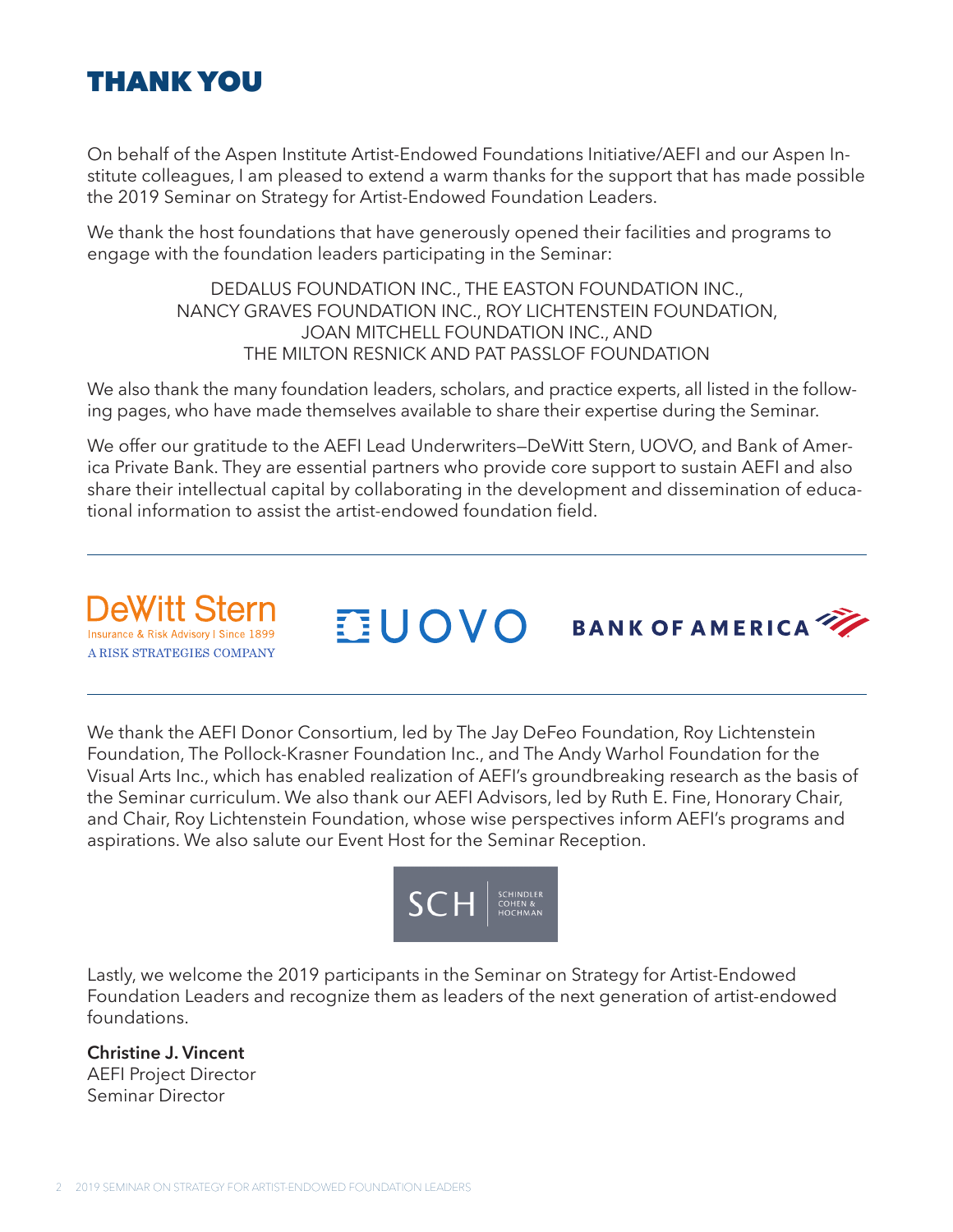# THANK YOU

On behalf of the Aspen Institute Artist-Endowed Foundations Initiative/AEFI and our Aspen Institute colleagues, I am pleased to extend a warm thanks for the support that has made possible the 2019 Seminar on Strategy for Artist-Endowed Foundation Leaders.

We thank the host foundations that have generously opened their facilities and programs to engage with the foundation leaders participating in the Seminar:

DEDALUS FOUNDATION INC., THE EASTON FOUNDATION INC.,
NANCY GRAVES FOUNDATION INC., ROY LICHTENSTEIN FOUNDATION,
JOAN MITCHELL FOUNDATION INC., AND
THE MILTON RESNICK AND PAT PASSLOF FOUNDATION

We also thank the many foundation leaders, scholars, and practice experts, all listed in the following pages, who have made themselves available to share their expertise during the Seminar.

We offer our gratitude to the AEFI Lead Underwriters—DeWitt Stern, UOVO, and Bank of America Private Bank. They are essential partners who provide core support to sustain AEFI and also share their intellectual capital by collaborating in the development and dissemination of educational information to assist the artist-endowed foundation field.

---

DeWitt Stern
Insurance & Risk Advisory | Since 1899
A RISK STRATEGIES COMPANY

UOVO

BANK OF AMERICA

---

We thank the AEFI Donor Consortium, led by The Jay DeFeo Foundation, Roy Lichtenstein Foundation, The Pollock-Krasner Foundation Inc., and The Andy Warhol Foundation for the Visual Arts Inc., which has enabled realization of AEFI's groundbreaking research as the basis of the Seminar curriculum. We also thank our AEFI Advisors, led by Ruth E. Fine, Honorary Chair, and Chair, Roy Lichtenstein Foundation, whose wise perspectives inform AEFI's programs and aspirations. We also salute our Event Host for the Seminar Reception.

SCH | SCHINDLER COHEN & HOCHMAN

Lastly, we welcome the 2019 participants in the Seminar on Strategy for Artist-Endowed Foundation Leaders and recognize them as leaders of the next generation of artist-endowed foundations.

**Christine J. Vincent**
AEFI Project Director
Seminar Director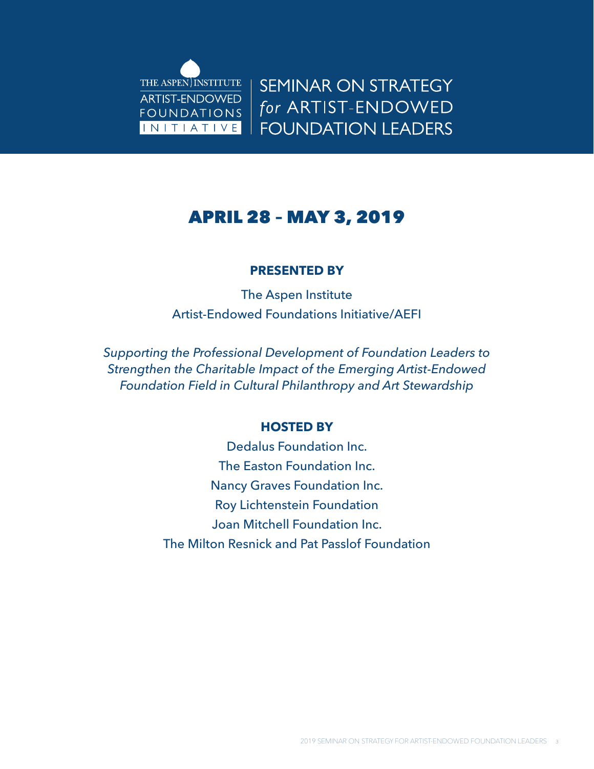THE ASPEN INSTITUTE
ARTIST-ENDOWED FOUNDATIONS INITIATIVE

# SEMINAR ON STRATEGY *for* ARTIST-ENDOWED FOUNDATION LEADERS

## APRIL 28 – MAY 3, 2019

### PRESENTED BY

The Aspen Institute
Artist-Endowed Foundations Initiative/AEFI

*Supporting the Professional Development of Foundation Leaders to Strengthen the Charitable Impact of the Emerging Artist-Endowed Foundation Field in Cultural Philanthropy and Art Stewardship*

### HOSTED BY

Dedalus Foundation Inc.
The Easton Foundation Inc.
Nancy Graves Foundation Inc.
Roy Lichtenstein Foundation
Joan Mitchell Foundation Inc.
The Milton Resnick and Pat Passlof Foundation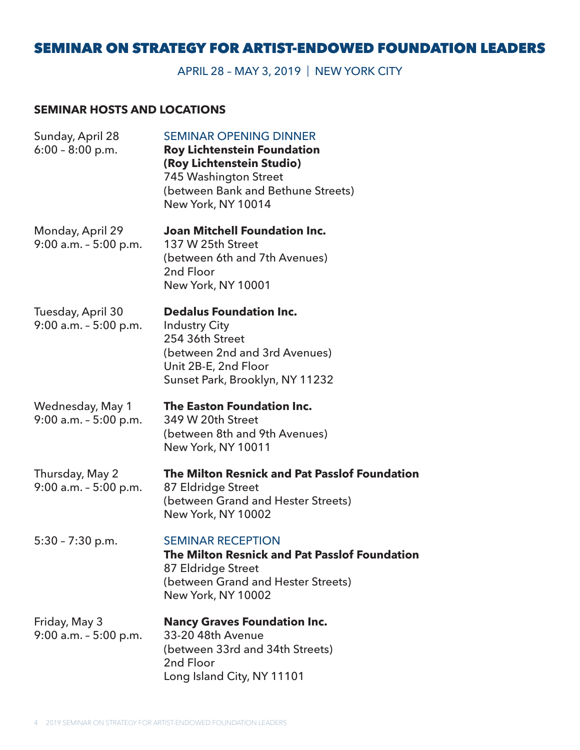# SEMINAR ON STRATEGY FOR ARTIST-ENDOWED FOUNDATION LEADERS

APRIL 28 – MAY 3, 2019 | NEW YORK CITY

## SEMINAR HOSTS AND LOCATIONS

| | |
|---|---|
| Sunday, April 28<br>6:00 – 8:00 p.m. | SEMINAR OPENING DINNER<br>**Roy Lichtenstein Foundation (Roy Lichtenstein Studio)**<br>745 Washington Street<br>(between Bank and Bethune Streets)<br>New York, NY 10014 |
| Monday, April 29<br>9:00 a.m. – 5:00 p.m. | **Joan Mitchell Foundation Inc.**<br>137 W 25th Street<br>(between 6th and 7th Avenues)<br>2nd Floor<br>New York, NY 10001 |
| Tuesday, April 30<br>9:00 a.m. – 5:00 p.m. | **Dedalus Foundation Inc.**<br>Industry City<br>254 36th Street<br>(between 2nd and 3rd Avenues)<br>Unit 2B-E, 2nd Floor<br>Sunset Park, Brooklyn, NY 11232 |
| Wednesday, May 1<br>9:00 a.m. – 5:00 p.m. | **The Easton Foundation Inc.**<br>349 W 20th Street<br>(between 8th and 9th Avenues)<br>New York, NY 10011 |
| Thursday, May 2<br>9:00 a.m. – 5:00 p.m. | **The Milton Resnick and Pat Passlof Foundation**<br>87 Eldridge Street<br>(between Grand and Hester Streets)<br>New York, NY 10002 |
| 5:30 – 7:30 p.m. | SEMINAR RECEPTION<br>**The Milton Resnick and Pat Passlof Foundation**<br>87 Eldridge Street<br>(between Grand and Hester Streets)<br>New York, NY 10002 |
| Friday, May 3<br>9:00 a.m. – 5:00 p.m. | **Nancy Graves Foundation Inc.**<br>33-20 48th Avenue<br>(between 33rd and 34th Streets)<br>2nd Floor<br>Long Island City, NY 11101 |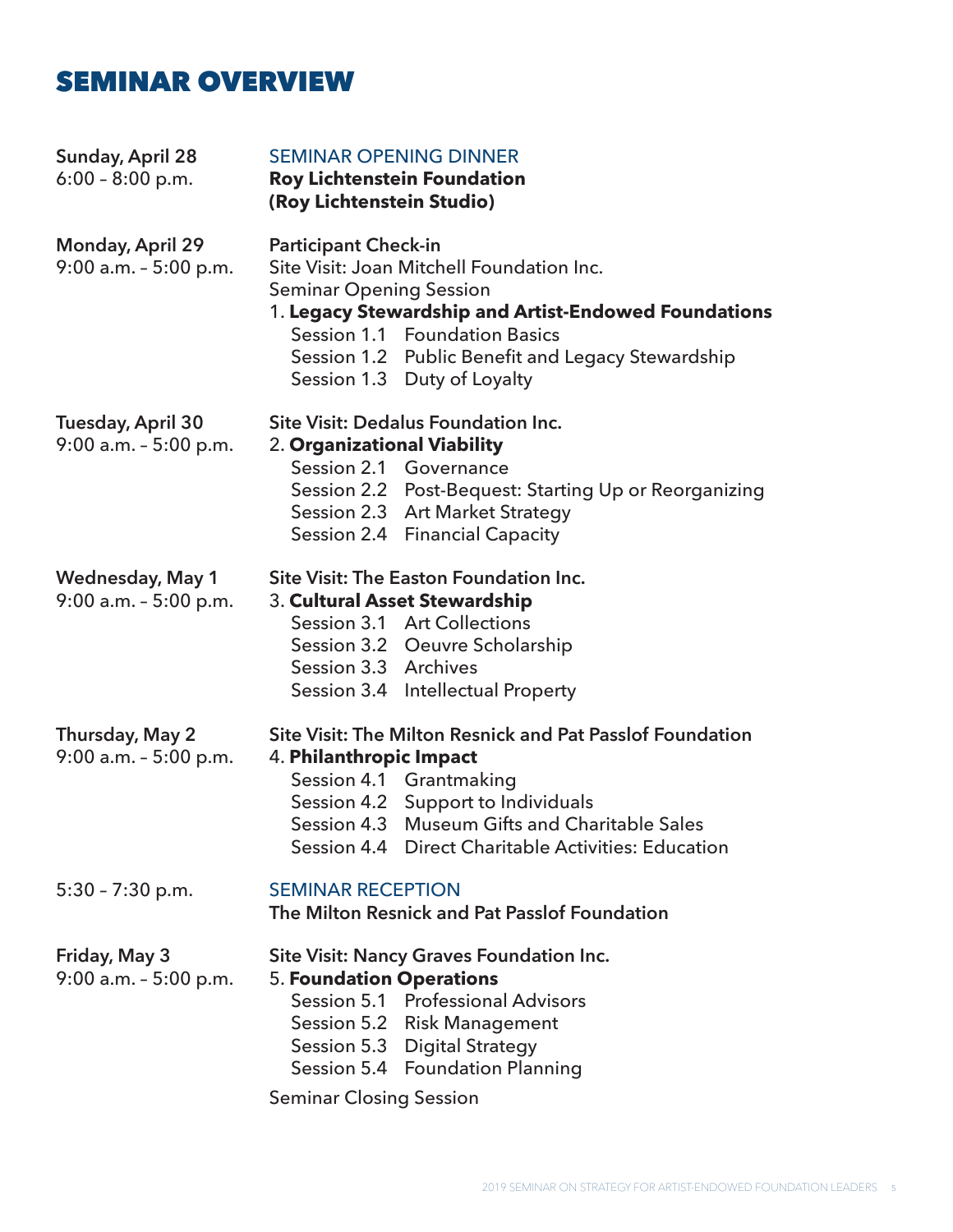# SEMINAR OVERVIEW

**Sunday, April 28**
6:00 – 8:00 p.m.

SEMINAR OPENING DINNER
**Roy Lichtenstein Foundation (Roy Lichtenstein Studio)**

**Monday, April 29**
9:00 a.m. – 5:00 p.m.

Participant Check-in
Site Visit: Joan Mitchell Foundation Inc.
Seminar Opening Session
1. **Legacy Stewardship and Artist-Endowed Foundations**
- Session 1.1 Foundation Basics
- Session 1.2 Public Benefit and Legacy Stewardship
- Session 1.3 Duty of Loyalty

**Tuesday, April 30**
9:00 a.m. – 5:00 p.m.

Site Visit: Dedalus Foundation Inc.
2. **Organizational Viability**
- Session 2.1 Governance
- Session 2.2 Post-Bequest: Starting Up or Reorganizing
- Session 2.3 Art Market Strategy
- Session 2.4 Financial Capacity

**Wednesday, May 1**
9:00 a.m. – 5:00 p.m.

Site Visit: The Easton Foundation Inc.
3. **Cultural Asset Stewardship**
- Session 3.1 Art Collections
- Session 3.2 Oeuvre Scholarship
- Session 3.3 Archives
- Session 3.4 Intellectual Property

**Thursday, May 2**
9:00 a.m. – 5:00 p.m.

Site Visit: The Milton Resnick and Pat Passlof Foundation
4. **Philanthropic Impact**
- Session 4.1 Grantmaking
- Session 4.2 Support to Individuals
- Session 4.3 Museum Gifts and Charitable Sales
- Session 4.4 Direct Charitable Activities: Education

5:30 – 7:30 p.m.

SEMINAR RECEPTION
**The Milton Resnick and Pat Passlof Foundation**

**Friday, May 3**
9:00 a.m. – 5:00 p.m.

Site Visit: Nancy Graves Foundation Inc.
5. **Foundation Operations**
- Session 5.1 Professional Advisors
- Session 5.2 Risk Management
- Session 5.3 Digital Strategy
- Session 5.4 Foundation Planning

Seminar Closing Session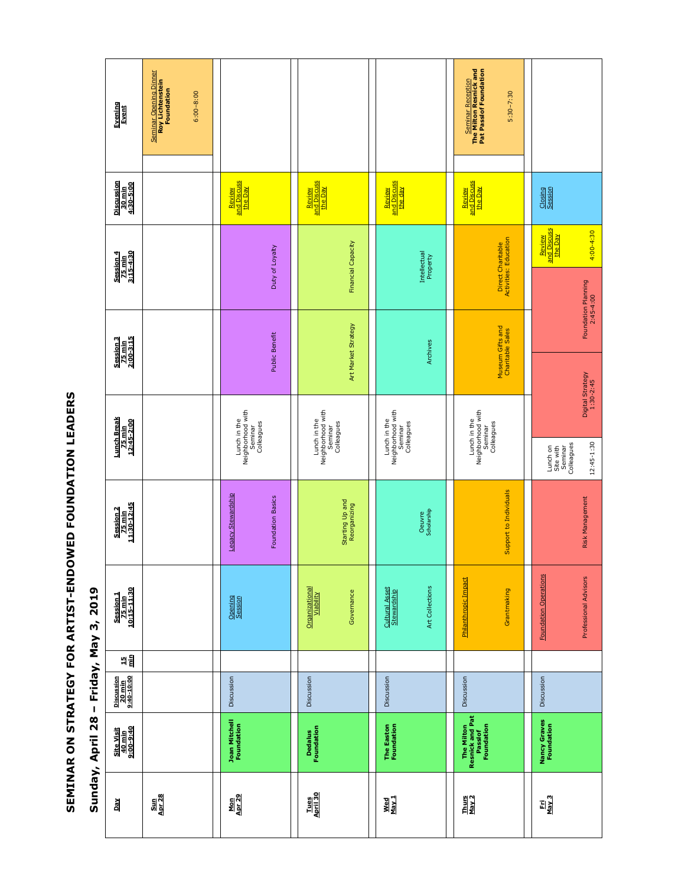# SEMINAR ON STRATEGY FOR ARTIST-ENDOWED FOUNDATION LEADERS

## Sunday, April 28 – Friday, May 3, 2019

| Day | Site Visit 40 min 9:00-9:40 | Discussion 20 min 9:40-10:00 | 15 min | Session 1 75 min 10:15-11:30 | Session 2 75 min 11:30-12:45 | Lunch Break 75 min 12:45-2:00 | Session 3 75 min 2:00-3:15 | Session 4 75 min 3:15-4:30 | Discussion 30 min 4:30-5:00 | Evening Event |
|---|---|---|---|---|---|---|---|---|---|---|
| Sun Apr 28 | | | | | | | | | | Seminar Opening Dinner **Roy Lichtenstein Foundation** 6:00–8:00 |
| Mon Apr 29 | **Joan Mitchell Foundation** | Discussion | | Opening Session | Legacy Stewardship: Foundation Basics | Lunch in the Neighborhood with Seminar Colleagues | Public Benefit | Duty of Loyalty | Review and Discuss the Day | |
| Tues April 30 | **Dedalus Foundation** | Discussion | | Organizational Viability: Governance | Starting Up and Reorganizing | Lunch in the Neighborhood with Seminar Colleagues | Art Market Strategy | Financial Capacity | Review and Discuss the Day | |
| Wed May 1 | **The Easton Foundation** | Discussion | | Cultural Asset Stewardship: Art Collections | Oeuvre Scholarship | Lunch in the Neighborhood with Seminar Colleagues | Archives | Intellectual Property | Review and Discuss the day | |
| Thurs May 2 | **The Milton Resnick and Pat Passlof Foundation** | Discussion | | Philanthropic Impact: Grantmaking | Support to Individuals | Lunch in the Neighborhood with Seminar Colleagues | Museum Gifts and Charitable Sales | Direct Charitable Activities: Education | Review and Discuss the Day | Seminar Reception **The Milton Resnick and Pat Passlof Foundation** 5:30–7:30 |
| Fri May 3 | **Nancy Graves Foundation** | Discussion | | Foundation Operations: Professional Advisors | Risk Management | Lunch on Site with Seminar Colleagues 12:45-1:30; Digital Strategy 1:30-2:45 | Foundation Planning 2:45-4:00 | Review and Discuss the Day 4:00-4:30 | Closing Session | |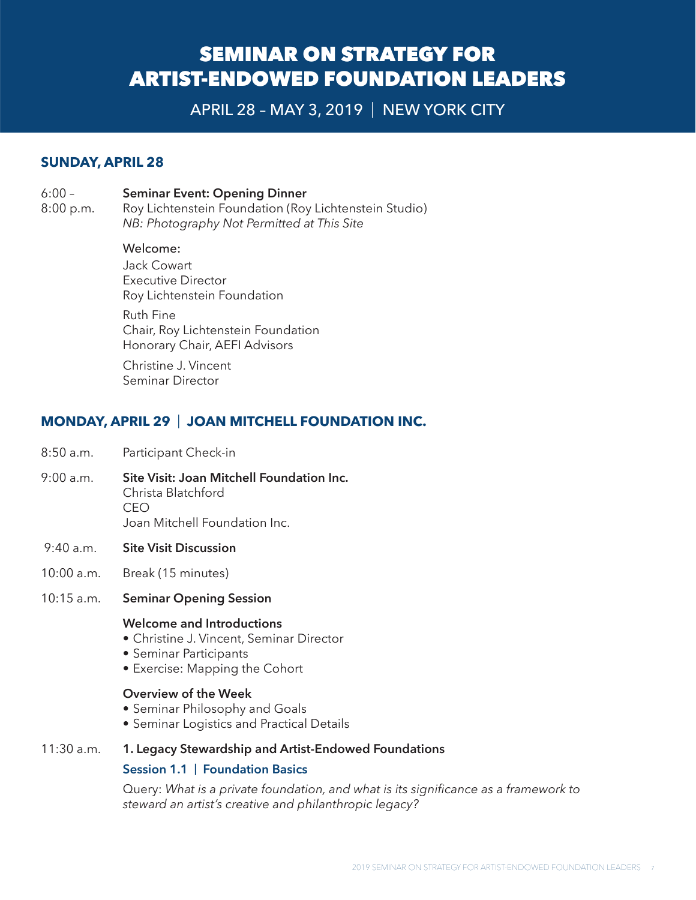# SEMINAR ON STRATEGY FOR ARTIST-ENDOWED FOUNDATION LEADERS

APRIL 28 – MAY 3, 2019 | NEW YORK CITY

## SUNDAY, APRIL 28

6:00 – 8:00 p.m. **Seminar Event: Opening Dinner**
Roy Lichtenstein Foundation (Roy Lichtenstein Studio)
*NB: Photography Not Permitted at This Site*

**Welcome:**

Jack Cowart
Executive Director
Roy Lichtenstein Foundation

Ruth Fine
Chair, Roy Lichtenstein Foundation
Honorary Chair, AEFI Advisors

Christine J. Vincent
Seminar Director

## MONDAY, APRIL 29 | JOAN MITCHELL FOUNDATION INC.

8:50 a.m. Participant Check-in

9:00 a.m. **Site Visit: Joan Mitchell Foundation Inc.**
Christa Blatchford
CEO
Joan Mitchell Foundation Inc.

9:40 a.m. **Site Visit Discussion**

10:00 a.m. Break (15 minutes)

10:15 a.m. **Seminar Opening Session**

**Welcome and Introductions**

- Christine J. Vincent, Seminar Director
- Seminar Participants
- Exercise: Mapping the Cohort

**Overview of the Week**

- Seminar Philosophy and Goals
- Seminar Logistics and Practical Details

11:30 a.m. **1. Legacy Stewardship and Artist-Endowed Foundations**

**Session 1.1 | Foundation Basics**

Query: *What is a private foundation, and what is its significance as a framework to steward an artist's creative and philanthropic legacy?*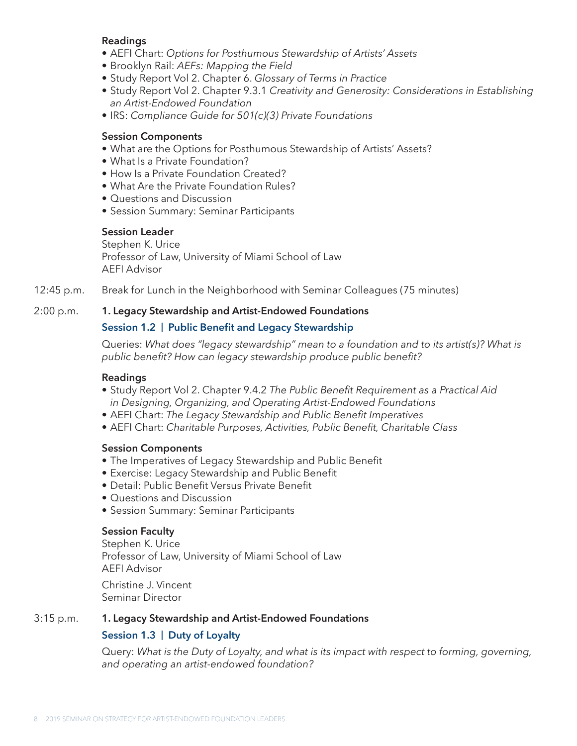**Readings**

- AEFI Chart: *Options for Posthumous Stewardship of Artists' Assets*
- Brooklyn Rail: *AEFs: Mapping the Field*
- Study Report Vol 2. Chapter 6. *Glossary of Terms in Practice*
- Study Report Vol 2. Chapter 9.3.1 *Creativity and Generosity: Considerations in Establishing an Artist-Endowed Foundation*
- IRS: *Compliance Guide for 501(c)(3) Private Foundations*

**Session Components**

- What are the Options for Posthumous Stewardship of Artists' Assets?
- What Is a Private Foundation?
- How Is a Private Foundation Created?
- What Are the Private Foundation Rules?
- Questions and Discussion
- Session Summary: Seminar Participants

**Session Leader**

Stephen K. Urice
Professor of Law, University of Miami School of Law
AEFI Advisor

12:45 p.m. Break for Lunch in the Neighborhood with Seminar Colleagues (75 minutes)

2:00 p.m. **1. Legacy Stewardship and Artist-Endowed Foundations**

### Session 1.2 | Public Benefit and Legacy Stewardship

Queries: *What does "legacy stewardship" mean to a foundation and to its artist(s)? What is public benefit? How can legacy stewardship produce public benefit?*

**Readings**

- Study Report Vol 2. Chapter 9.4.2 *The Public Benefit Requirement as a Practical Aid in Designing, Organizing, and Operating Artist-Endowed Foundations*
- AEFI Chart: *The Legacy Stewardship and Public Benefit Imperatives*
- AEFI Chart: *Charitable Purposes, Activities, Public Benefit, Charitable Class*

**Session Components**

- The Imperatives of Legacy Stewardship and Public Benefit
- Exercise: Legacy Stewardship and Public Benefit
- Detail: Public Benefit Versus Private Benefit
- Questions and Discussion
- Session Summary: Seminar Participants

**Session Faculty**

Stephen K. Urice
Professor of Law, University of Miami School of Law
AEFI Advisor

Christine J. Vincent
Seminar Director

3:15 p.m. **1. Legacy Stewardship and Artist-Endowed Foundations**

### Session 1.3 | Duty of Loyalty

Query: *What is the Duty of Loyalty, and what is its impact with respect to forming, governing, and operating an artist-endowed foundation?*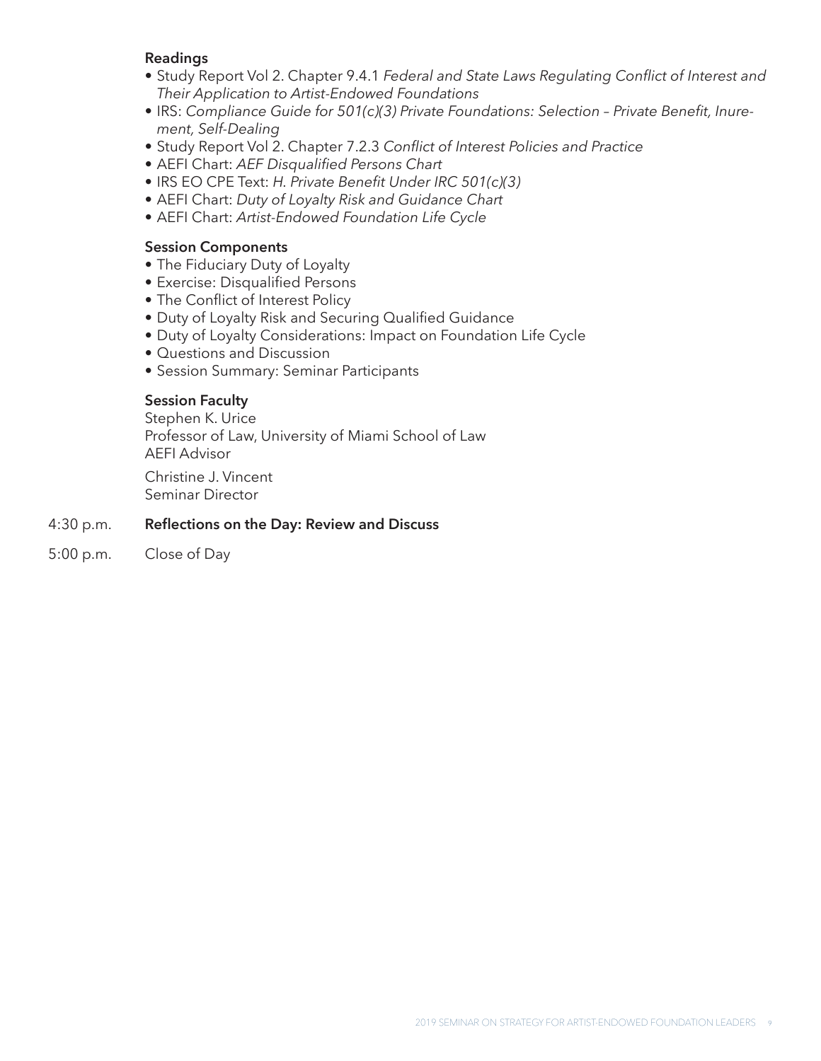**Readings**

- Study Report Vol 2. Chapter 9.4.1 *Federal and State Laws Regulating Conflict of Interest and Their Application to Artist-Endowed Foundations*
- IRS: *Compliance Guide for 501(c)(3) Private Foundations: Selection – Private Benefit, Inurement, Self-Dealing*
- Study Report Vol 2. Chapter 7.2.3 *Conflict of Interest Policies and Practice*
- AEFI Chart: *AEF Disqualified Persons Chart*
- IRS EO CPE Text: *H. Private Benefit Under IRC 501(c)(3)*
- AEFI Chart: *Duty of Loyalty Risk and Guidance Chart*
- AEFI Chart: *Artist-Endowed Foundation Life Cycle*

**Session Components**

- The Fiduciary Duty of Loyalty
- Exercise: Disqualified Persons
- The Conflict of Interest Policy
- Duty of Loyalty Risk and Securing Qualified Guidance
- Duty of Loyalty Considerations: Impact on Foundation Life Cycle
- Questions and Discussion
- Session Summary: Seminar Participants

**Session Faculty**

Stephen K. Urice
Professor of Law, University of Miami School of Law
AEFI Advisor

Christine J. Vincent
Seminar Director

4:30 p.m. **Reflections on the Day: Review and Discuss**

5:00 p.m. Close of Day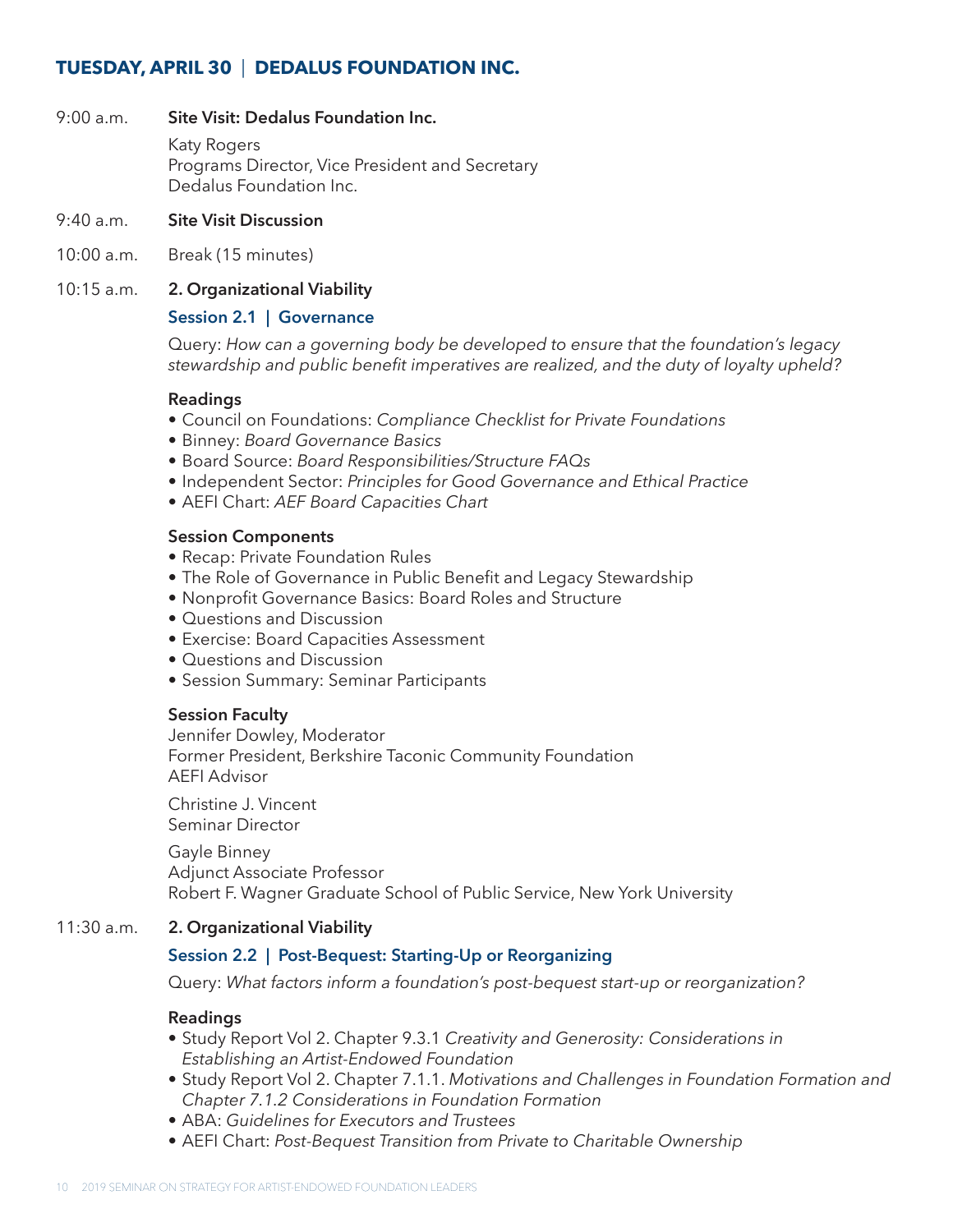## TUESDAY, APRIL 30 | DEDALUS FOUNDATION INC.

9:00 a.m. **Site Visit: Dedalus Foundation Inc.**

Katy Rogers
Programs Director, Vice President and Secretary
Dedalus Foundation Inc.

9:40 a.m. **Site Visit Discussion**

10:00 a.m. Break (15 minutes)

10:15 a.m. **2. Organizational Viability**

### Session 2.1 | Governance

Query: *How can a governing body be developed to ensure that the foundation's legacy stewardship and public benefit imperatives are realized, and the duty of loyalty upheld?*

**Readings**

- Council on Foundations: *Compliance Checklist for Private Foundations*
- Binney: *Board Governance Basics*
- Board Source: *Board Responsibilities/Structure FAQs*
- Independent Sector: *Principles for Good Governance and Ethical Practice*
- AEFI Chart: *AEF Board Capacities Chart*

**Session Components**

- Recap: Private Foundation Rules
- The Role of Governance in Public Benefit and Legacy Stewardship
- Nonprofit Governance Basics: Board Roles and Structure
- Questions and Discussion
- Exercise: Board Capacities Assessment
- Questions and Discussion
- Session Summary: Seminar Participants

**Session Faculty**

Jennifer Dowley, Moderator
Former President, Berkshire Taconic Community Foundation
AEFI Advisor

Christine J. Vincent
Seminar Director

Gayle Binney
Adjunct Associate Professor
Robert F. Wagner Graduate School of Public Service, New York University

11:30 a.m. **2. Organizational Viability**

### Session 2.2 | Post-Bequest: Starting-Up or Reorganizing

Query: *What factors inform a foundation's post-bequest start-up or reorganization?*

**Readings**

- Study Report Vol 2. Chapter 9.3.1 *Creativity and Generosity: Considerations in Establishing an Artist-Endowed Foundation*
- Study Report Vol 2. Chapter 7.1.1. *Motivations and Challenges in Foundation Formation and Chapter 7.1.2 Considerations in Foundation Formation*
- ABA: *Guidelines for Executors and Trustees*
- AEFI Chart: *Post-Bequest Transition from Private to Charitable Ownership*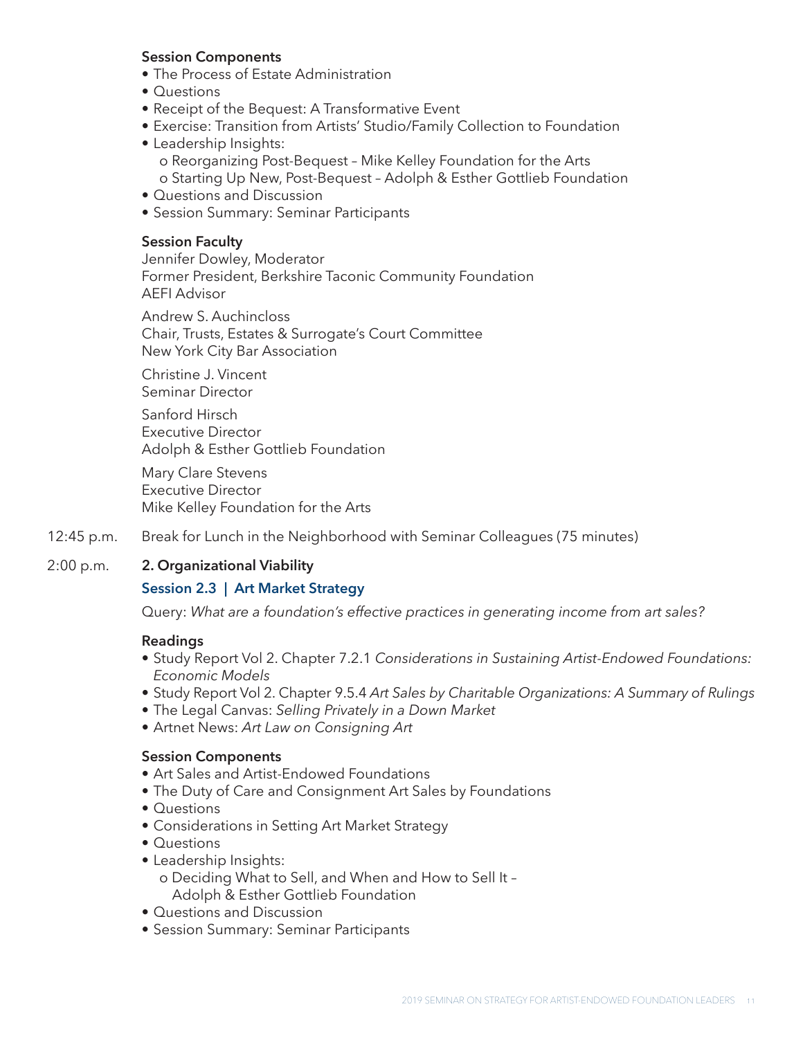**Session Components**

- The Process of Estate Administration
- Questions
- Receipt of the Bequest: A Transformative Event
- Exercise: Transition from Artists' Studio/Family Collection to Foundation
- Leadership Insights:
  - o Reorganizing Post-Bequest – Mike Kelley Foundation for the Arts
  - o Starting Up New, Post-Bequest – Adolph & Esther Gottlieb Foundation
- Questions and Discussion
- Session Summary: Seminar Participants

**Session Faculty**

Jennifer Dowley, Moderator
Former President, Berkshire Taconic Community Foundation
AEFI Advisor

Andrew S. Auchincloss
Chair, Trusts, Estates & Surrogate's Court Committee
New York City Bar Association

Christine J. Vincent
Seminar Director

Sanford Hirsch
Executive Director
Adolph & Esther Gottlieb Foundation

Mary Clare Stevens
Executive Director
Mike Kelley Foundation for the Arts

12:45 p.m. Break for Lunch in the Neighborhood with Seminar Colleagues (75 minutes)

2:00 p.m. **2. Organizational Viability**

**Session 2.3 | Art Market Strategy**

Query: *What are a foundation's effective practices in generating income from art sales?*

**Readings**

- Study Report Vol 2. Chapter 7.2.1 *Considerations in Sustaining Artist-Endowed Foundations: Economic Models*
- Study Report Vol 2. Chapter 9.5.4 *Art Sales by Charitable Organizations: A Summary of Rulings*
- The Legal Canvas: *Selling Privately in a Down Market*
- Artnet News: *Art Law on Consigning Art*

**Session Components**

- Art Sales and Artist-Endowed Foundations
- The Duty of Care and Consignment Art Sales by Foundations
- Questions
- Considerations in Setting Art Market Strategy
- Questions
- Leadership Insights:
  - o Deciding What to Sell, and When and How to Sell It – Adolph & Esther Gottlieb Foundation
- Questions and Discussion
- Session Summary: Seminar Participants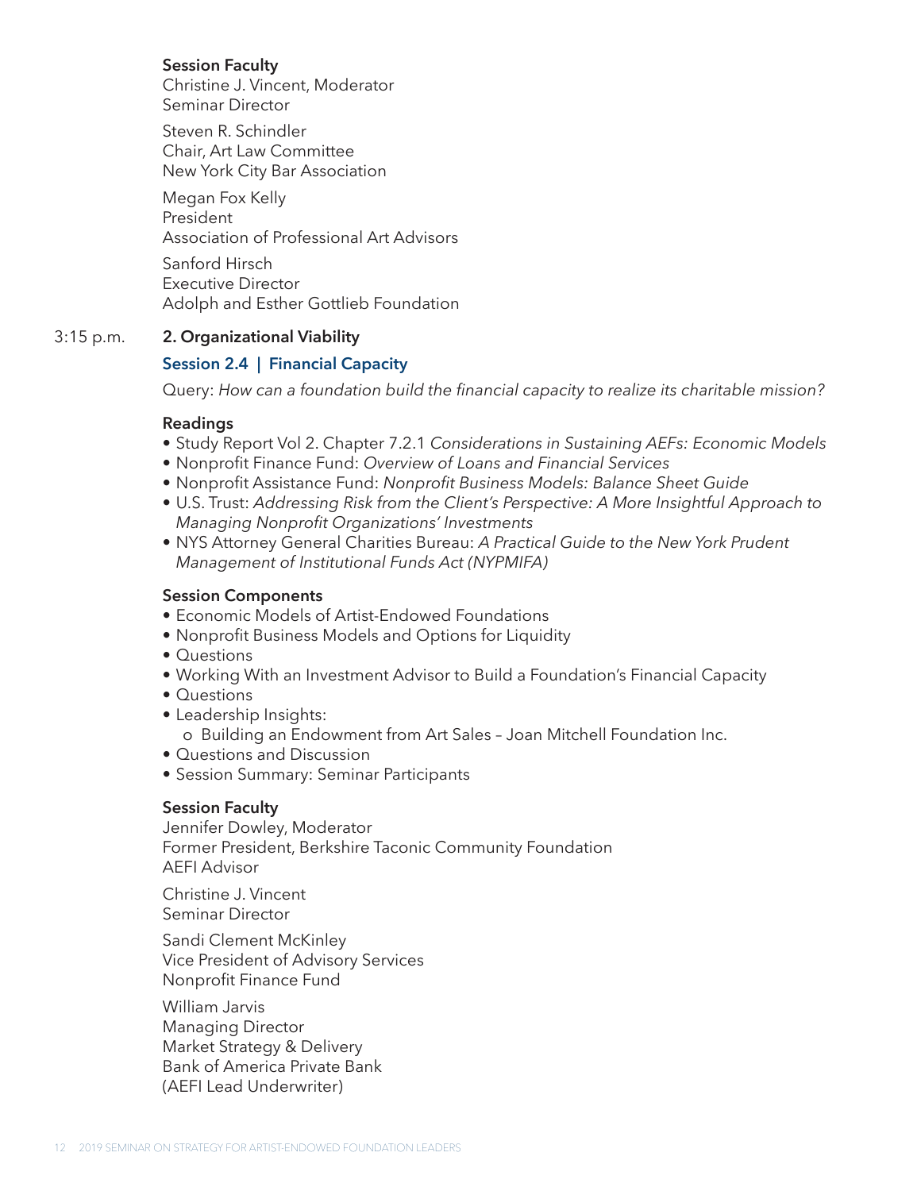**Session Faculty**

Christine J. Vincent, Moderator
Seminar Director

Steven R. Schindler
Chair, Art Law Committee
New York City Bar Association

Megan Fox Kelly
President
Association of Professional Art Advisors

Sanford Hirsch
Executive Director
Adolph and Esther Gottlieb Foundation

3:15 p.m. **2. Organizational Viability**

### Session 2.4 | Financial Capacity

Query: *How can a foundation build the financial capacity to realize its charitable mission?*

**Readings**

- Study Report Vol 2. Chapter 7.2.1 *Considerations in Sustaining AEFs: Economic Models*
- Nonprofit Finance Fund: *Overview of Loans and Financial Services*
- Nonprofit Assistance Fund: *Nonprofit Business Models: Balance Sheet Guide*
- U.S. Trust: *Addressing Risk from the Client's Perspective: A More Insightful Approach to Managing Nonprofit Organizations' Investments*
- NYS Attorney General Charities Bureau: *A Practical Guide to the New York Prudent Management of Institutional Funds Act (NYPMIFA)*

**Session Components**

- Economic Models of Artist-Endowed Foundations
- Nonprofit Business Models and Options for Liquidity
- Questions
- Working With an Investment Advisor to Build a Foundation's Financial Capacity
- Questions
- Leadership Insights:
  - Building an Endowment from Art Sales – Joan Mitchell Foundation Inc.
- Questions and Discussion
- Session Summary: Seminar Participants

**Session Faculty**

Jennifer Dowley, Moderator
Former President, Berkshire Taconic Community Foundation
AEFI Advisor

Christine J. Vincent
Seminar Director

Sandi Clement McKinley
Vice President of Advisory Services
Nonprofit Finance Fund

William Jarvis
Managing Director
Market Strategy & Delivery
Bank of America Private Bank
(AEFI Lead Underwriter)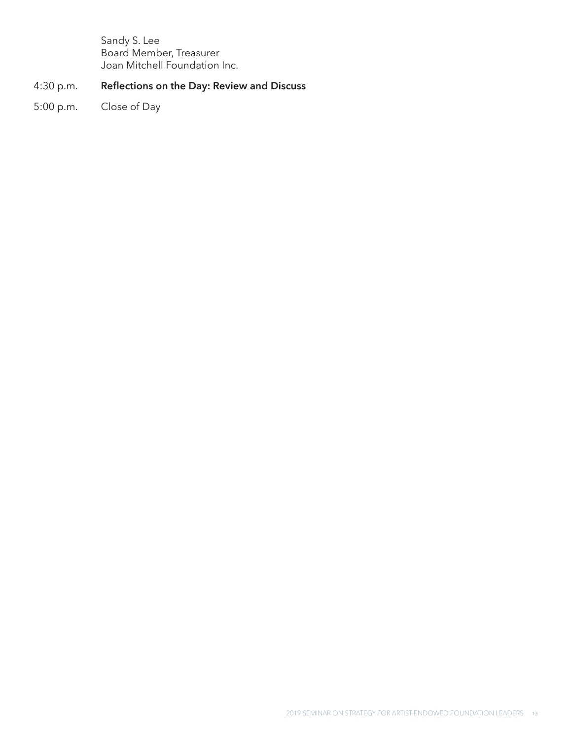Sandy S. Lee
Board Member, Treasurer
Joan Mitchell Foundation Inc.

4:30 p.m. **Reflections on the Day: Review and Discuss**

5:00 p.m. Close of Day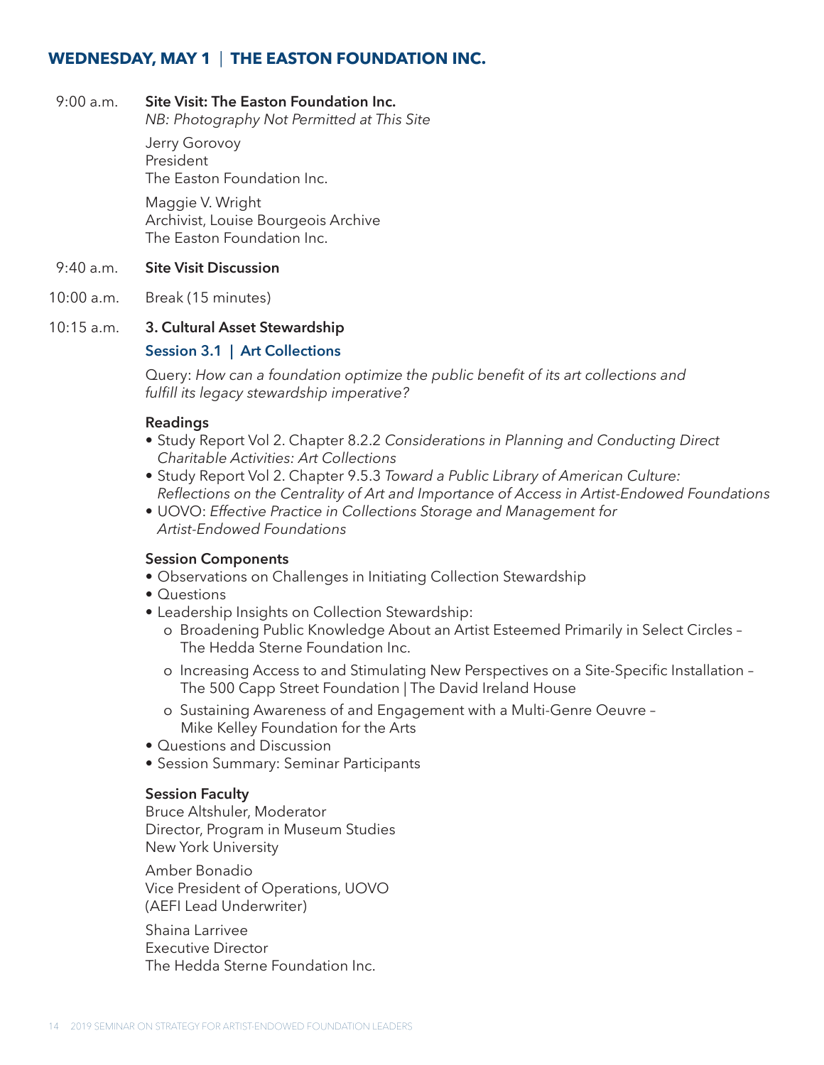## WEDNESDAY, MAY 1 | THE EASTON FOUNDATION INC.

9:00 a.m. **Site Visit: The Easton Foundation Inc.**
*NB: Photography Not Permitted at This Site*

Jerry Gorovoy
President
The Easton Foundation Inc.

Maggie V. Wright
Archivist, Louise Bourgeois Archive
The Easton Foundation Inc.

9:40 a.m. **Site Visit Discussion**

10:00 a.m. Break (15 minutes)

10:15 a.m. **3. Cultural Asset Stewardship**

### Session 3.1 | Art Collections

Query: *How can a foundation optimize the public benefit of its art collections and fulfill its legacy stewardship imperative?*

**Readings**

- Study Report Vol 2. Chapter 8.2.2 *Considerations in Planning and Conducting Direct Charitable Activities: Art Collections*
- Study Report Vol 2. Chapter 9.5.3 *Toward a Public Library of American Culture: Reflections on the Centrality of Art and Importance of Access in Artist-Endowed Foundations*
- UOVO: *Effective Practice in Collections Storage and Management for Artist-Endowed Foundations*

**Session Components**

- Observations on Challenges in Initiating Collection Stewardship
- Questions
- Leadership Insights on Collection Stewardship:
  - Broadening Public Knowledge About an Artist Esteemed Primarily in Select Circles – The Hedda Sterne Foundation Inc.
  - Increasing Access to and Stimulating New Perspectives on a Site-Specific Installation – The 500 Capp Street Foundation | The David Ireland House
  - Sustaining Awareness of and Engagement with a Multi-Genre Oeuvre – Mike Kelley Foundation for the Arts
- Questions and Discussion
- Session Summary: Seminar Participants

**Session Faculty**

Bruce Altshuler, Moderator
Director, Program in Museum Studies
New York University

Amber Bonadio
Vice President of Operations, UOVO
(AEFI Lead Underwriter)

Shaina Larrivee
Executive Director
The Hedda Sterne Foundation Inc.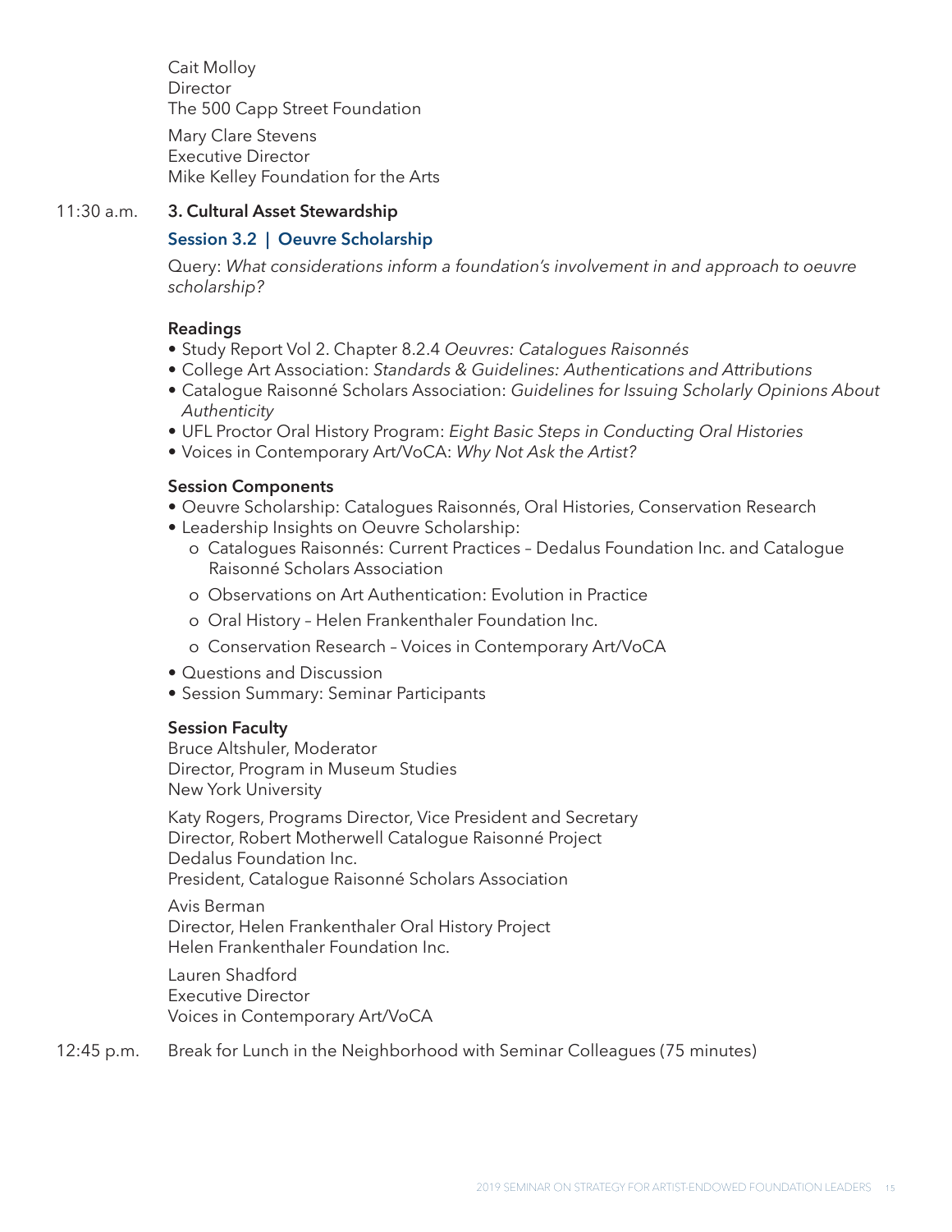Cait Molloy
Director
The 500 Capp Street Foundation

Mary Clare Stevens
Executive Director
Mike Kelley Foundation for the Arts

11:30 a.m. **3. Cultural Asset Stewardship**

### Session 3.2 | Oeuvre Scholarship

Query: *What considerations inform a foundation's involvement in and approach to oeuvre scholarship?*

**Readings**

- Study Report Vol 2. Chapter 8.2.4 *Oeuvres: Catalogues Raisonnés*
- College Art Association: *Standards & Guidelines: Authentications and Attributions*
- Catalogue Raisonné Scholars Association: *Guidelines for Issuing Scholarly Opinions About Authenticity*
- UFL Proctor Oral History Program: *Eight Basic Steps in Conducting Oral Histories*
- Voices in Contemporary Art/VoCA: *Why Not Ask the Artist?*

**Session Components**

- Oeuvre Scholarship: Catalogues Raisonnés, Oral Histories, Conservation Research
- Leadership Insights on Oeuvre Scholarship:
  - Catalogues Raisonnés: Current Practices – Dedalus Foundation Inc. and Catalogue Raisonné Scholars Association
  - Observations on Art Authentication: Evolution in Practice
  - Oral History – Helen Frankenthaler Foundation Inc.
  - Conservation Research – Voices in Contemporary Art/VoCA
- Questions and Discussion
- Session Summary: Seminar Participants

**Session Faculty**

Bruce Altshuler, Moderator
Director, Program in Museum Studies
New York University

Katy Rogers, Programs Director, Vice President and Secretary
Director, Robert Motherwell Catalogue Raisonné Project
Dedalus Foundation Inc.
President, Catalogue Raisonné Scholars Association

Avis Berman
Director, Helen Frankenthaler Oral History Project
Helen Frankenthaler Foundation Inc.

Lauren Shadford
Executive Director
Voices in Contemporary Art/VoCA

12:45 p.m. Break for Lunch in the Neighborhood with Seminar Colleagues (75 minutes)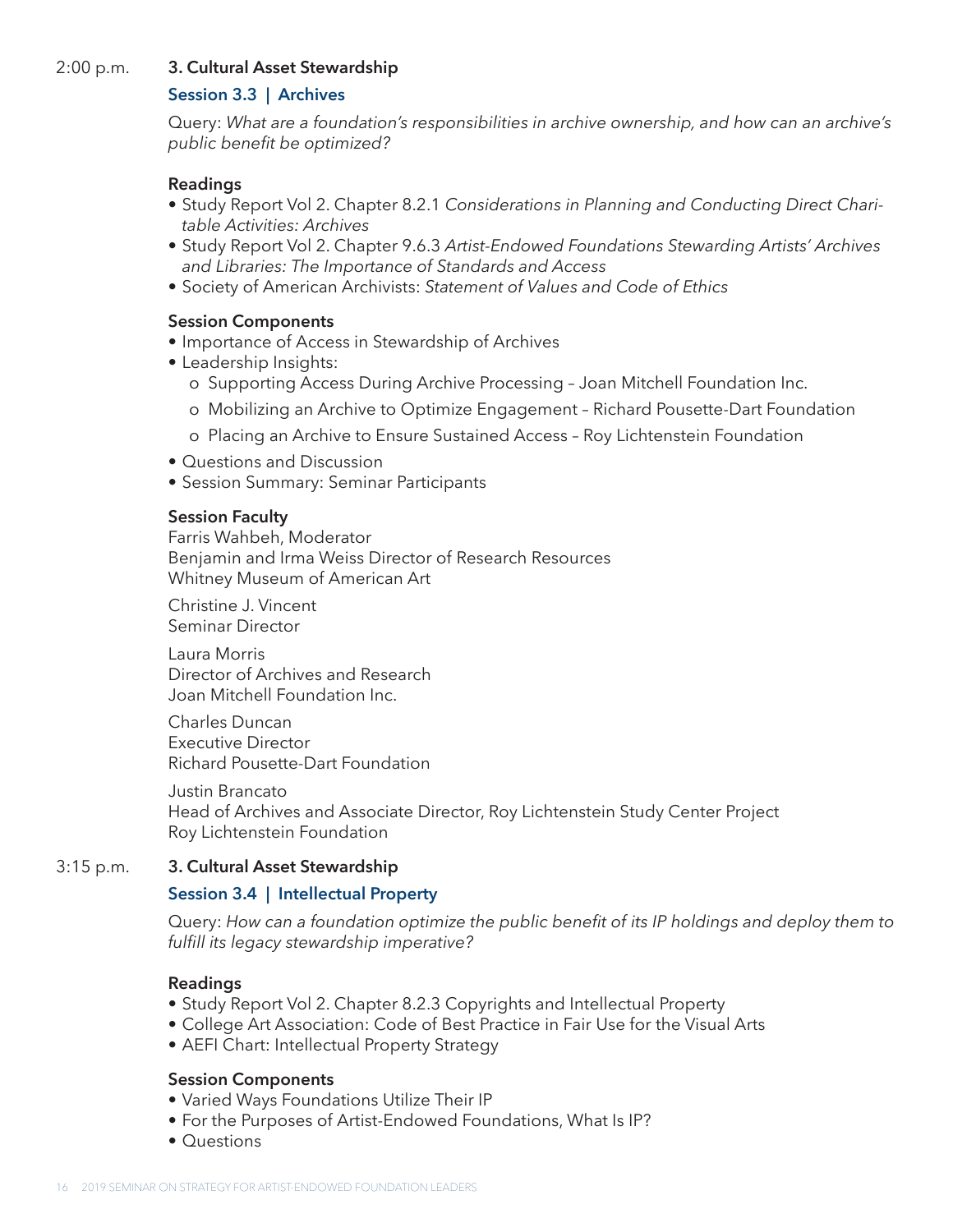2:00 p.m. **3. Cultural Asset Stewardship**

### Session 3.3 | Archives

Query: *What are a foundation's responsibilities in archive ownership, and how can an archive's public benefit be optimized?*

**Readings**

- Study Report Vol 2. Chapter 8.2.1 *Considerations in Planning and Conducting Direct Charitable Activities: Archives*
- Study Report Vol 2. Chapter 9.6.3 *Artist-Endowed Foundations Stewarding Artists' Archives and Libraries: The Importance of Standards and Access*
- Society of American Archivists: *Statement of Values and Code of Ethics*

**Session Components**

- Importance of Access in Stewardship of Archives
- Leadership Insights:
  - Supporting Access During Archive Processing – Joan Mitchell Foundation Inc.
  - Mobilizing an Archive to Optimize Engagement – Richard Pousette-Dart Foundation
  - Placing an Archive to Ensure Sustained Access – Roy Lichtenstein Foundation
- Questions and Discussion
- Session Summary: Seminar Participants

**Session Faculty**

Farris Wahbeh, Moderator
Benjamin and Irma Weiss Director of Research Resources
Whitney Museum of American Art

Christine J. Vincent
Seminar Director

Laura Morris
Director of Archives and Research
Joan Mitchell Foundation Inc.

Charles Duncan
Executive Director
Richard Pousette-Dart Foundation

Justin Brancato
Head of Archives and Associate Director, Roy Lichtenstein Study Center Project
Roy Lichtenstein Foundation

3:15 p.m. **3. Cultural Asset Stewardship**

### Session 3.4 | Intellectual Property

Query: *How can a foundation optimize the public benefit of its IP holdings and deploy them to fulfill its legacy stewardship imperative?*

**Readings**

- Study Report Vol 2. Chapter 8.2.3 Copyrights and Intellectual Property
- College Art Association: Code of Best Practice in Fair Use for the Visual Arts
- AEFI Chart: Intellectual Property Strategy

**Session Components**

- Varied Ways Foundations Utilize Their IP
- For the Purposes of Artist-Endowed Foundations, What Is IP?
- Questions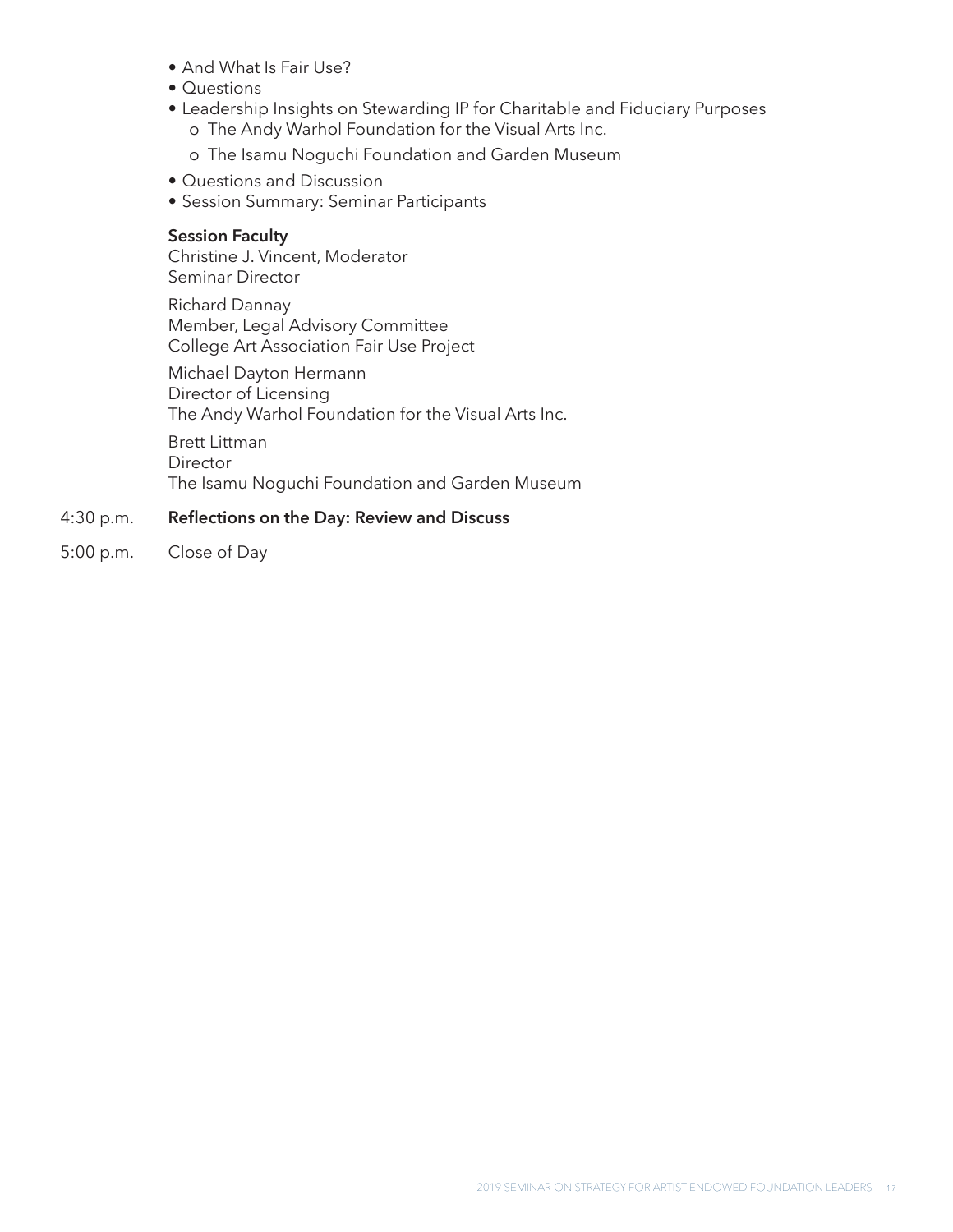- And What Is Fair Use?
- Questions
- Leadership Insights on Stewarding IP for Charitable and Fiduciary Purposes
  - The Andy Warhol Foundation for the Visual Arts Inc.
  - The Isamu Noguchi Foundation and Garden Museum
- Questions and Discussion
- Session Summary: Seminar Participants

**Session Faculty**

Christine J. Vincent, Moderator
Seminar Director

Richard Dannay
Member, Legal Advisory Committee
College Art Association Fair Use Project

Michael Dayton Hermann
Director of Licensing
The Andy Warhol Foundation for the Visual Arts Inc.

Brett Littman
Director
The Isamu Noguchi Foundation and Garden Museum

4:30 p.m. **Reflections on the Day: Review and Discuss**

5:00 p.m. Close of Day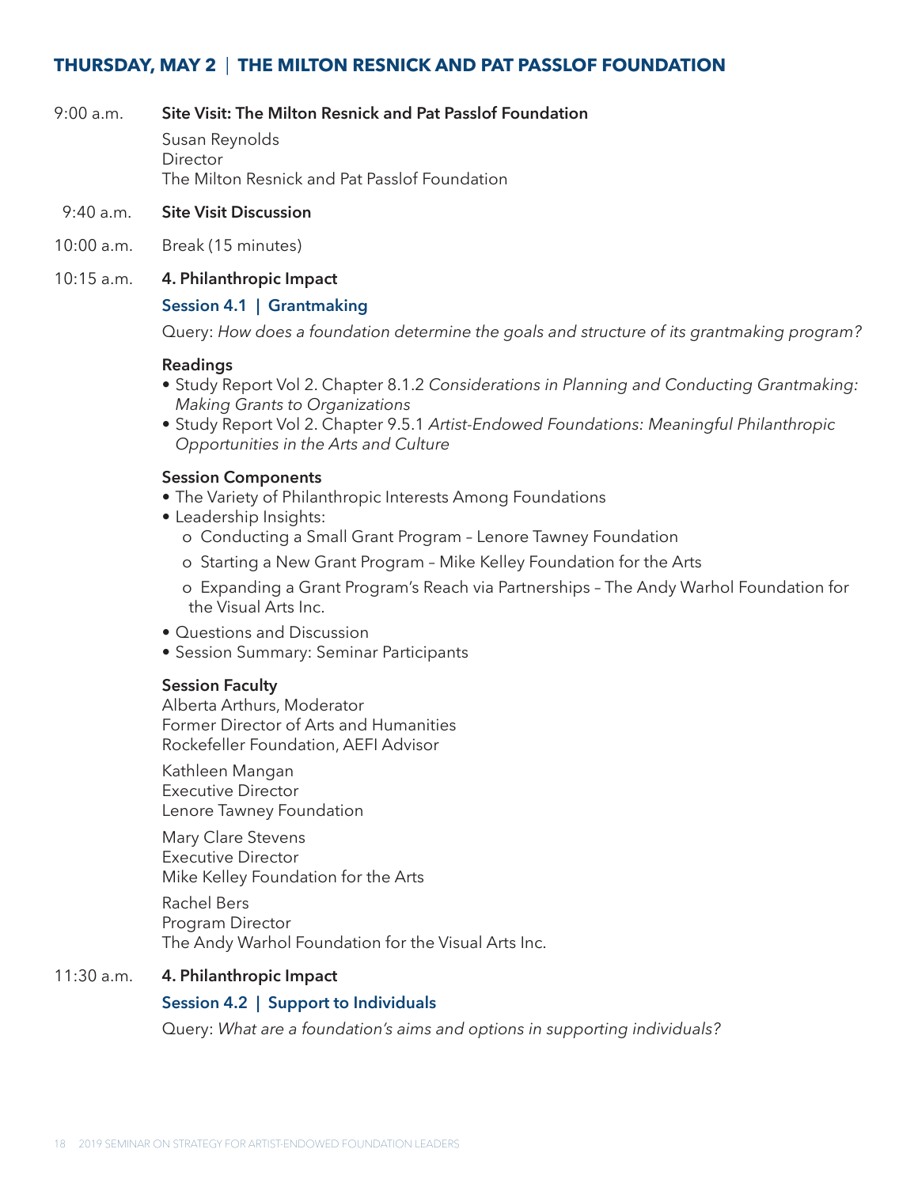## THURSDAY, MAY 2 | THE MILTON RESNICK AND PAT PASSLOF FOUNDATION

9:00 a.m. **Site Visit: The Milton Resnick and Pat Passlof Foundation**

Susan Reynolds
Director
The Milton Resnick and Pat Passlof Foundation

9:40 a.m. **Site Visit Discussion**

10:00 a.m. Break (15 minutes)

10:15 a.m. **4. Philanthropic Impact**

**Session 4.1 | Grantmaking**

Query: *How does a foundation determine the goals and structure of its grantmaking program?*

**Readings**

- Study Report Vol 2. Chapter 8.1.2 *Considerations in Planning and Conducting Grantmaking: Making Grants to Organizations*
- Study Report Vol 2. Chapter 9.5.1 *Artist-Endowed Foundations: Meaningful Philanthropic Opportunities in the Arts and Culture*

**Session Components**

- The Variety of Philanthropic Interests Among Foundations
- Leadership Insights:
  - Conducting a Small Grant Program – Lenore Tawney Foundation
  - Starting a New Grant Program – Mike Kelley Foundation for the Arts
  - Expanding a Grant Program's Reach via Partnerships – The Andy Warhol Foundation for the Visual Arts Inc.
- Questions and Discussion
- Session Summary: Seminar Participants

**Session Faculty**

Alberta Arthurs, Moderator
Former Director of Arts and Humanities
Rockefeller Foundation, AEFI Advisor

Kathleen Mangan
Executive Director
Lenore Tawney Foundation

Mary Clare Stevens
Executive Director
Mike Kelley Foundation for the Arts

Rachel Bers
Program Director
The Andy Warhol Foundation for the Visual Arts Inc.

11:30 a.m. **4. Philanthropic Impact**

**Session 4.2 | Support to Individuals**

Query: *What are a foundation's aims and options in supporting individuals?*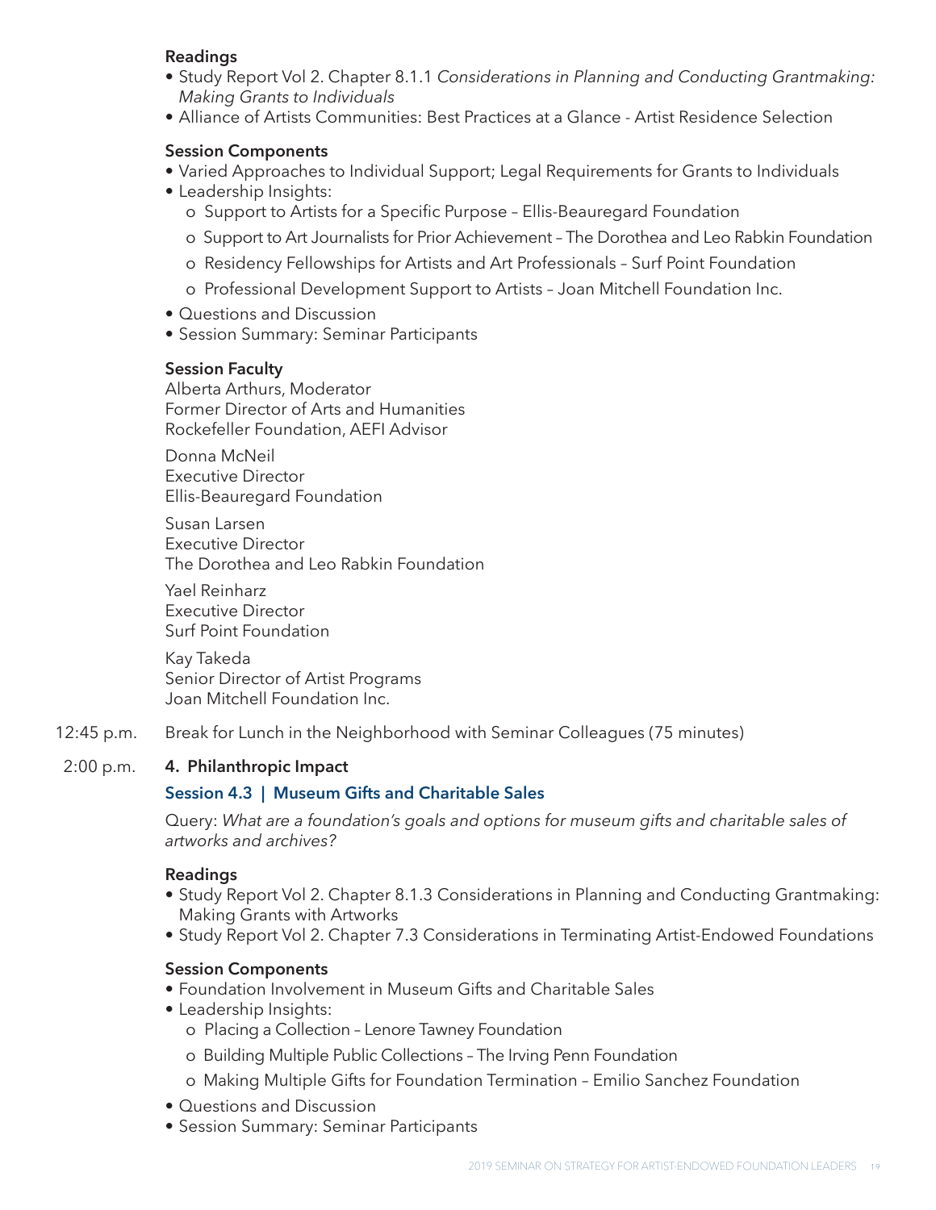**Readings**

- Study Report Vol 2. Chapter 8.1.1 *Considerations in Planning and Conducting Grantmaking: Making Grants to Individuals*
- Alliance of Artists Communities: Best Practices at a Glance - Artist Residence Selection

**Session Components**

- Varied Approaches to Individual Support; Legal Requirements for Grants to Individuals
- Leadership Insights:
  - Support to Artists for a Specific Purpose – Ellis-Beauregard Foundation
  - Support to Art Journalists for Prior Achievement – The Dorothea and Leo Rabkin Foundation
  - Residency Fellowships for Artists and Art Professionals – Surf Point Foundation
  - Professional Development Support to Artists – Joan Mitchell Foundation Inc.
- Questions and Discussion
- Session Summary: Seminar Participants

**Session Faculty**

Alberta Arthurs, Moderator
Former Director of Arts and Humanities
Rockefeller Foundation, AEFI Advisor

Donna McNeil
Executive Director
Ellis-Beauregard Foundation

Susan Larsen
Executive Director
The Dorothea and Leo Rabkin Foundation

Yael Reinharz
Executive Director
Surf Point Foundation

Kay Takeda
Senior Director of Artist Programs
Joan Mitchell Foundation Inc.

12:45 p.m. Break for Lunch in the Neighborhood with Seminar Colleagues (75 minutes)

2:00 p.m. **4. Philanthropic Impact**

### Session 4.3 | Museum Gifts and Charitable Sales

Query: *What are a foundation's goals and options for museum gifts and charitable sales of artworks and archives?*

**Readings**

- Study Report Vol 2. Chapter 8.1.3 Considerations in Planning and Conducting Grantmaking: Making Grants with Artworks
- Study Report Vol 2. Chapter 7.3 Considerations in Terminating Artist-Endowed Foundations

**Session Components**

- Foundation Involvement in Museum Gifts and Charitable Sales
- Leadership Insights:
  - Placing a Collection – Lenore Tawney Foundation
  - Building Multiple Public Collections – The Irving Penn Foundation
  - Making Multiple Gifts for Foundation Termination – Emilio Sanchez Foundation
- Questions and Discussion
- Session Summary: Seminar Participants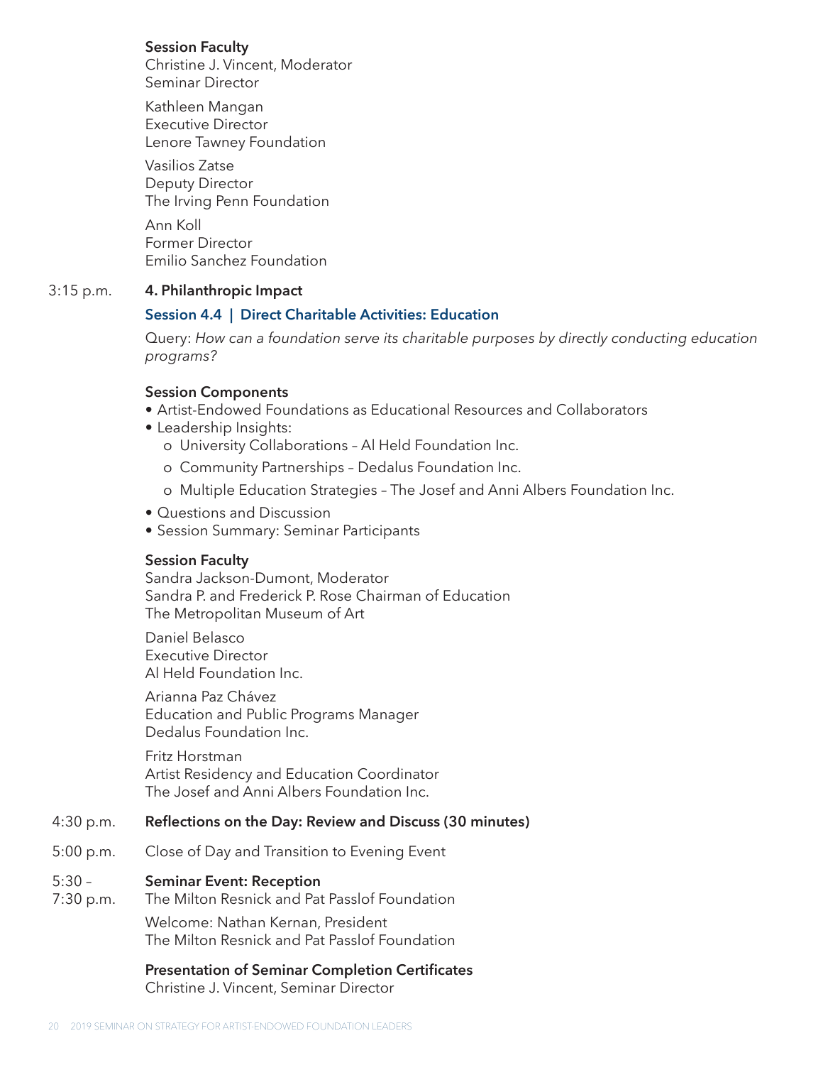**Session Faculty**
Christine J. Vincent, Moderator
Seminar Director

Kathleen Mangan
Executive Director
Lenore Tawney Foundation

Vasilios Zatse
Deputy Director
The Irving Penn Foundation

Ann Koll
Former Director
Emilio Sanchez Foundation

3:15 p.m. **4. Philanthropic Impact**

**Session 4.4 | Direct Charitable Activities: Education**

Query: *How can a foundation serve its charitable purposes by directly conducting education programs?*

**Session Components**

- Artist-Endowed Foundations as Educational Resources and Collaborators
- Leadership Insights:
    - University Collaborations – Al Held Foundation Inc.
    - Community Partnerships – Dedalus Foundation Inc.
    - Multiple Education Strategies – The Josef and Anni Albers Foundation Inc.
- Questions and Discussion
- Session Summary: Seminar Participants

**Session Faculty**
Sandra Jackson-Dumont, Moderator
Sandra P. and Frederick P. Rose Chairman of Education
The Metropolitan Museum of Art

Daniel Belasco
Executive Director
Al Held Foundation Inc.

Arianna Paz Chávez
Education and Public Programs Manager
Dedalus Foundation Inc.

Fritz Horstman
Artist Residency and Education Coordinator
The Josef and Anni Albers Foundation Inc.

4:30 p.m. **Reflections on the Day: Review and Discuss (30 minutes)**

5:00 p.m. Close of Day and Transition to Evening Event

5:30 – 7:30 p.m. **Seminar Event: Reception**
The Milton Resnick and Pat Passlof Foundation

Welcome: Nathan Kernan, President
The Milton Resnick and Pat Passlof Foundation

**Presentation of Seminar Completion Certificates**
Christine J. Vincent, Seminar Director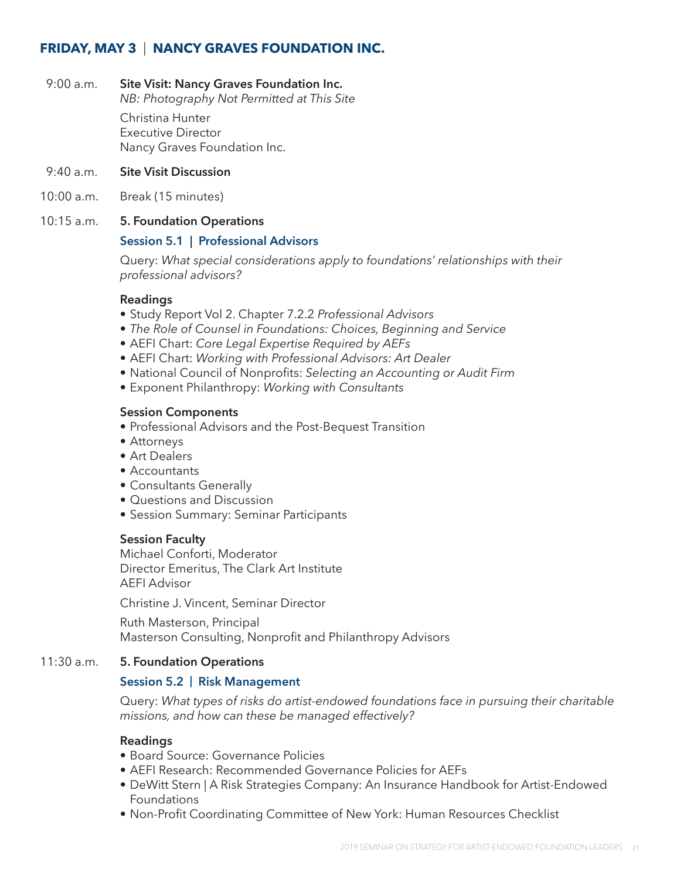## FRIDAY, MAY 3 | NANCY GRAVES FOUNDATION INC.

9:00 a.m. **Site Visit: Nancy Graves Foundation Inc.**
*NB: Photography Not Permitted at This Site*

Christina Hunter
Executive Director
Nancy Graves Foundation Inc.

9:40 a.m. **Site Visit Discussion**

10:00 a.m. Break (15 minutes)

10:15 a.m. **5. Foundation Operations**

### Session 5.1 | Professional Advisors

Query: *What special considerations apply to foundations' relationships with their professional advisors?*

**Readings**

- Study Report Vol 2. Chapter 7.2.2 *Professional Advisors*
- *The Role of Counsel in Foundations: Choices, Beginning and Service*
- AEFI Chart: *Core Legal Expertise Required by AEFs*
- AEFI Chart: *Working with Professional Advisors: Art Dealer*
- National Council of Nonprofits: *Selecting an Accounting or Audit Firm*
- Exponent Philanthropy: *Working with Consultants*

**Session Components**

- Professional Advisors and the Post-Bequest Transition
- Attorneys
- Art Dealers
- Accountants
- Consultants Generally
- Questions and Discussion
- Session Summary: Seminar Participants

**Session Faculty**

Michael Conforti, Moderator
Director Emeritus, The Clark Art Institute
AEFI Advisor

Christine J. Vincent, Seminar Director

Ruth Masterson, Principal
Masterson Consulting, Nonprofit and Philanthropy Advisors

11:30 a.m. **5. Foundation Operations**

### Session 5.2 | Risk Management

Query: *What types of risks do artist-endowed foundations face in pursuing their charitable missions, and how can these be managed effectively?*

**Readings**

- Board Source: Governance Policies
- AEFI Research: Recommended Governance Policies for AEFs
- DeWitt Stern | A Risk Strategies Company: An Insurance Handbook for Artist-Endowed Foundations
- Non-Profit Coordinating Committee of New York: Human Resources Checklist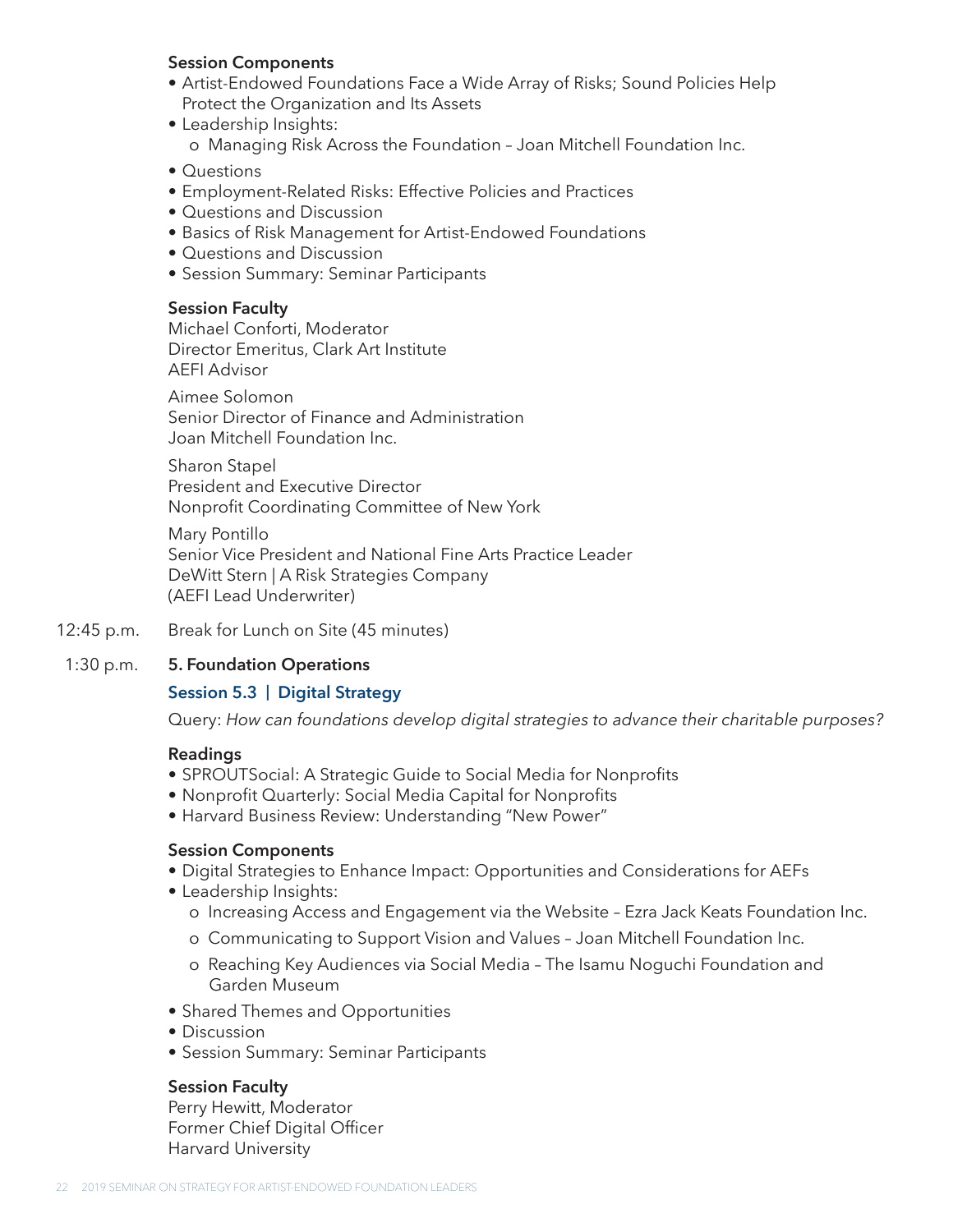**Session Components**

- Artist-Endowed Foundations Face a Wide Array of Risks; Sound Policies Help Protect the Organization and Its Assets
- Leadership Insights:
  - o Managing Risk Across the Foundation – Joan Mitchell Foundation Inc.
- Questions
- Employment-Related Risks: Effective Policies and Practices
- Questions and Discussion
- Basics of Risk Management for Artist-Endowed Foundations
- Questions and Discussion
- Session Summary: Seminar Participants

**Session Faculty**

Michael Conforti, Moderator
Director Emeritus, Clark Art Institute
AEFI Advisor

Aimee Solomon
Senior Director of Finance and Administration
Joan Mitchell Foundation Inc.

Sharon Stapel
President and Executive Director
Nonprofit Coordinating Committee of New York

Mary Pontillo
Senior Vice President and National Fine Arts Practice Leader
DeWitt Stern | A Risk Strategies Company
(AEFI Lead Underwriter)

12:45 p.m. Break for Lunch on Site (45 minutes)

1:30 p.m. **5. Foundation Operations**

## Session 5.3 | Digital Strategy

Query: *How can foundations develop digital strategies to advance their charitable purposes?*

**Readings**

- SPROUTSocial: A Strategic Guide to Social Media for Nonprofits
- Nonprofit Quarterly: Social Media Capital for Nonprofits
- Harvard Business Review: Understanding "New Power"

**Session Components**

- Digital Strategies to Enhance Impact: Opportunities and Considerations for AEFs
- Leadership Insights:
  - o Increasing Access and Engagement via the Website – Ezra Jack Keats Foundation Inc.
  - o Communicating to Support Vision and Values – Joan Mitchell Foundation Inc.
  - o Reaching Key Audiences via Social Media – The Isamu Noguchi Foundation and Garden Museum
- Shared Themes and Opportunities
- Discussion
- Session Summary: Seminar Participants

**Session Faculty**

Perry Hewitt, Moderator
Former Chief Digital Officer
Harvard University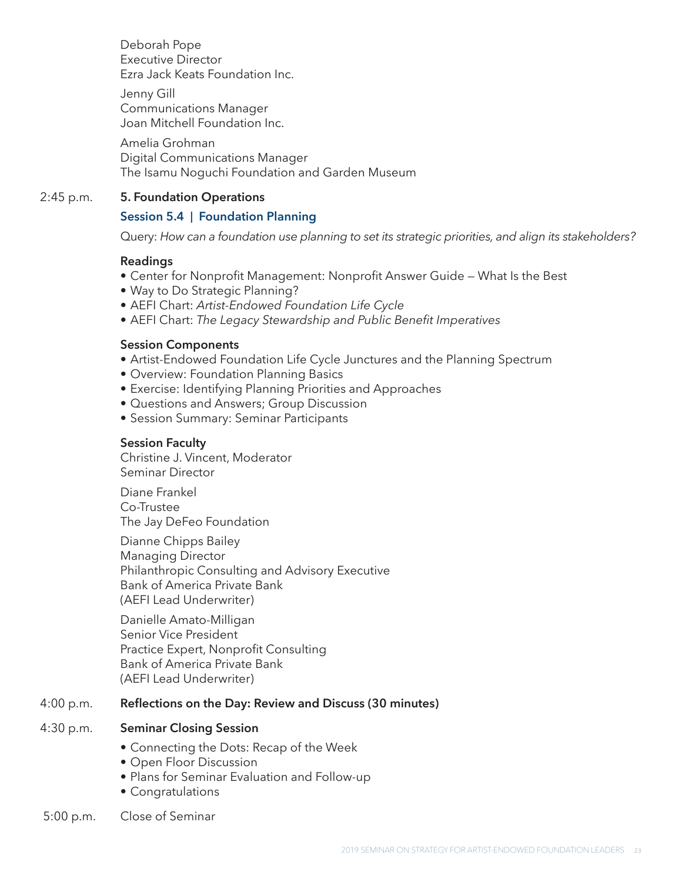Deborah Pope
Executive Director
Ezra Jack Keats Foundation Inc.

Jenny Gill
Communications Manager
Joan Mitchell Foundation Inc.

Amelia Grohman
Digital Communications Manager
The Isamu Noguchi Foundation and Garden Museum

2:45 p.m. **5. Foundation Operations**

### Session 5.4 | Foundation Planning

Query: *How can a foundation use planning to set its strategic priorities, and align its stakeholders?*

**Readings**

- Center for Nonprofit Management: Nonprofit Answer Guide — What Is the Best
- Way to Do Strategic Planning?
- AEFI Chart: *Artist-Endowed Foundation Life Cycle*
- AEFI Chart: *The Legacy Stewardship and Public Benefit Imperatives*

**Session Components**

- Artist-Endowed Foundation Life Cycle Junctures and the Planning Spectrum
- Overview: Foundation Planning Basics
- Exercise: Identifying Planning Priorities and Approaches
- Questions and Answers; Group Discussion
- Session Summary: Seminar Participants

**Session Faculty**

Christine J. Vincent, Moderator
Seminar Director

Diane Frankel
Co-Trustee
The Jay DeFeo Foundation

Dianne Chipps Bailey
Managing Director
Philanthropic Consulting and Advisory Executive
Bank of America Private Bank
(AEFI Lead Underwriter)

Danielle Amato-Milligan
Senior Vice President
Practice Expert, Nonprofit Consulting
Bank of America Private Bank
(AEFI Lead Underwriter)

4:00 p.m. **Reflections on the Day: Review and Discuss (30 minutes)**

4:30 p.m. **Seminar Closing Session**

- Connecting the Dots: Recap of the Week
- Open Floor Discussion
- Plans for Seminar Evaluation and Follow-up
- Congratulations

5:00 p.m. Close of Seminar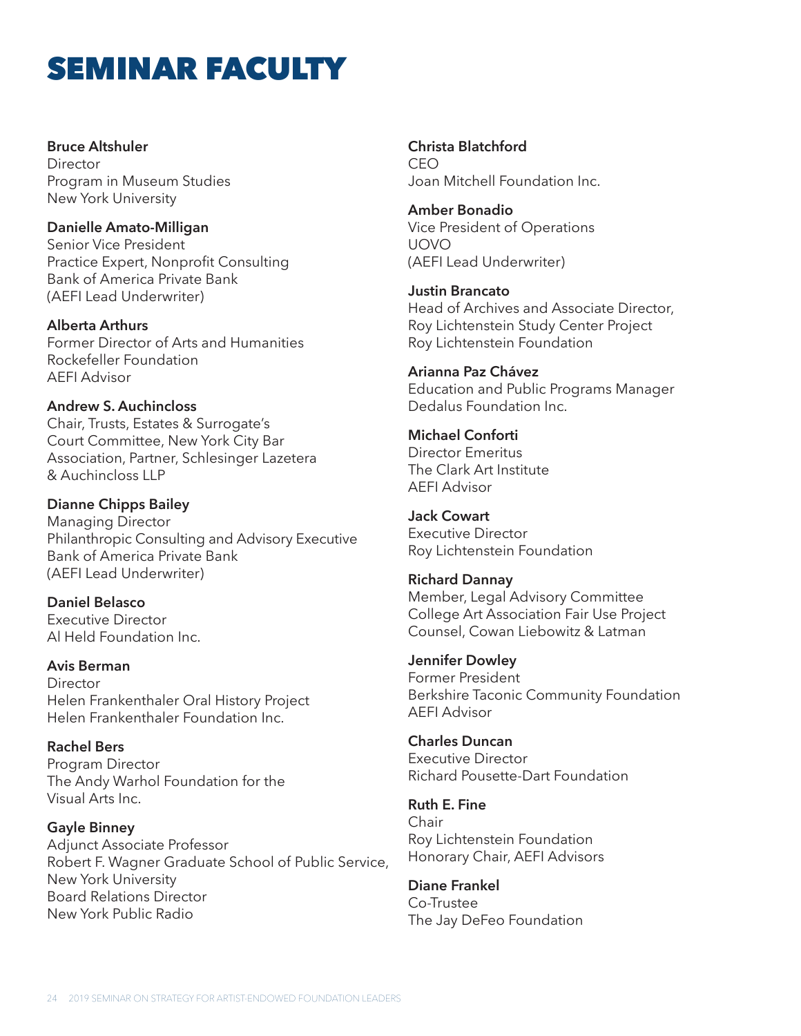# SEMINAR FACULTY

**Bruce Altshuler**
Director
Program in Museum Studies
New York University

**Danielle Amato-Milligan**
Senior Vice President
Practice Expert, Nonprofit Consulting
Bank of America Private Bank
(AEFI Lead Underwriter)

**Alberta Arthurs**
Former Director of Arts and Humanities
Rockefeller Foundation
AEFI Advisor

**Andrew S. Auchincloss**
Chair, Trusts, Estates & Surrogate's Court Committee, New York City Bar Association, Partner, Schlesinger Lazetera & Auchincloss LLP

**Dianne Chipps Bailey**
Managing Director
Philanthropic Consulting and Advisory Executive
Bank of America Private Bank
(AEFI Lead Underwriter)

**Daniel Belasco**
Executive Director
Al Held Foundation Inc.

**Avis Berman**
Director
Helen Frankenthaler Oral History Project
Helen Frankenthaler Foundation Inc.

**Rachel Bers**
Program Director
The Andy Warhol Foundation for the Visual Arts Inc.

**Gayle Binney**
Adjunct Associate Professor
Robert F. Wagner Graduate School of Public Service, New York University
Board Relations Director
New York Public Radio

**Christa Blatchford**
CEO
Joan Mitchell Foundation Inc.

**Amber Bonadio**
Vice President of Operations
UOVO
(AEFI Lead Underwriter)

**Justin Brancato**
Head of Archives and Associate Director, Roy Lichtenstein Study Center Project
Roy Lichtenstein Foundation

**Arianna Paz Chávez**
Education and Public Programs Manager
Dedalus Foundation Inc.

**Michael Conforti**
Director Emeritus
The Clark Art Institute
AEFI Advisor

**Jack Cowart**
Executive Director
Roy Lichtenstein Foundation

**Richard Dannay**
Member, Legal Advisory Committee
College Art Association Fair Use Project
Counsel, Cowan Liebowitz & Latman

**Jennifer Dowley**
Former President
Berkshire Taconic Community Foundation
AEFI Advisor

**Charles Duncan**
Executive Director
Richard Pousette-Dart Foundation

**Ruth E. Fine**
Chair
Roy Lichtenstein Foundation
Honorary Chair, AEFI Advisors

**Diane Frankel**
Co-Trustee
The Jay DeFeo Foundation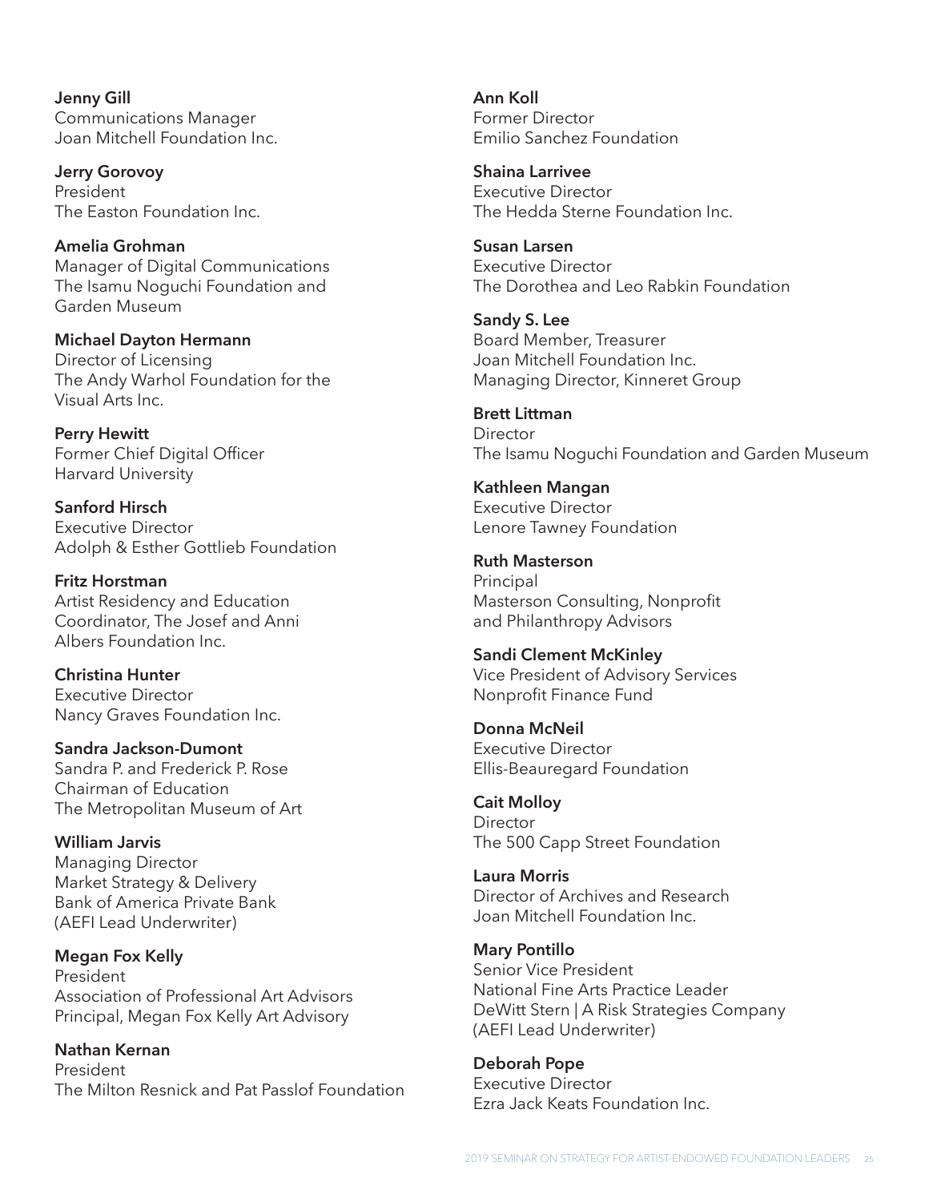**Jenny Gill**
Communications Manager
Joan Mitchell Foundation Inc.

**Jerry Gorovoy**
President
The Easton Foundation Inc.

**Amelia Grohman**
Manager of Digital Communications
The Isamu Noguchi Foundation and Garden Museum

**Michael Dayton Hermann**
Director of Licensing
The Andy Warhol Foundation for the Visual Arts Inc.

**Perry Hewitt**
Former Chief Digital Officer
Harvard University

**Sanford Hirsch**
Executive Director
Adolph & Esther Gottlieb Foundation

**Fritz Horstman**
Artist Residency and Education Coordinator, The Josef and Anni Albers Foundation Inc.

**Christina Hunter**
Executive Director
Nancy Graves Foundation Inc.

**Sandra Jackson-Dumont**
Sandra P. and Frederick P. Rose Chairman of Education
The Metropolitan Museum of Art

**William Jarvis**
Managing Director
Market Strategy & Delivery
Bank of America Private Bank
(AEFI Lead Underwriter)

**Megan Fox Kelly**
President
Association of Professional Art Advisors
Principal, Megan Fox Kelly Art Advisory

**Nathan Kernan**
President
The Milton Resnick and Pat Passlof Foundation

**Ann Koll**
Former Director
Emilio Sanchez Foundation

**Shaina Larrivee**
Executive Director
The Hedda Sterne Foundation Inc.

**Susan Larsen**
Executive Director
The Dorothea and Leo Rabkin Foundation

**Sandy S. Lee**
Board Member, Treasurer
Joan Mitchell Foundation Inc.
Managing Director, Kinneret Group

**Brett Littman**
Director
The Isamu Noguchi Foundation and Garden Museum

**Kathleen Mangan**
Executive Director
Lenore Tawney Foundation

**Ruth Masterson**
Principal
Masterson Consulting, Nonprofit and Philanthropy Advisors

**Sandi Clement McKinley**
Vice President of Advisory Services
Nonprofit Finance Fund

**Donna McNeil**
Executive Director
Ellis-Beauregard Foundation

**Cait Molloy**
Director
The 500 Capp Street Foundation

**Laura Morris**
Director of Archives and Research
Joan Mitchell Foundation Inc.

**Mary Pontillo**
Senior Vice President
National Fine Arts Practice Leader
DeWitt Stern | A Risk Strategies Company
(AEFI Lead Underwriter)

**Deborah Pope**
Executive Director
Ezra Jack Keats Foundation Inc.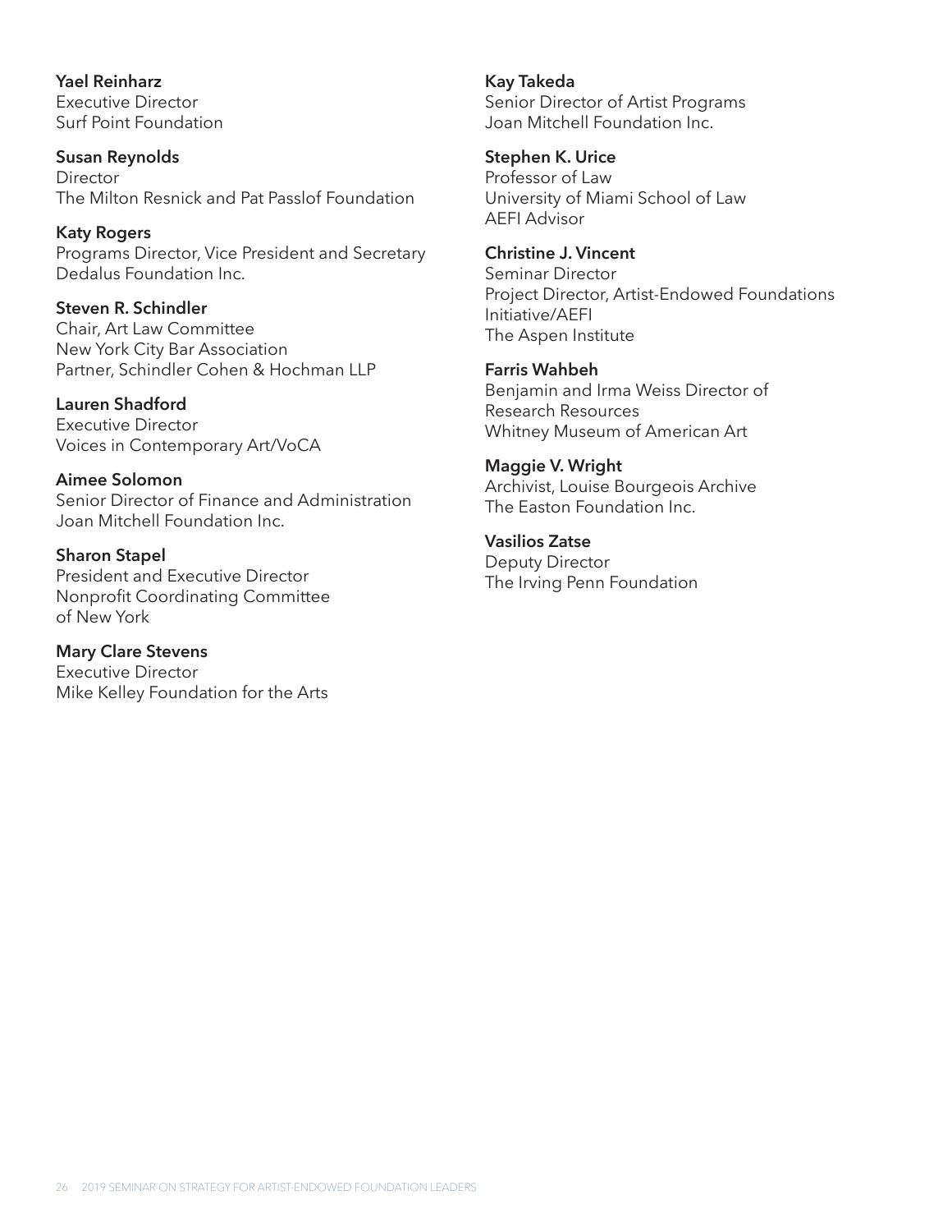**Yael Reinharz**
Executive Director
Surf Point Foundation

**Susan Reynolds**
Director
The Milton Resnick and Pat Passlof Foundation

**Katy Rogers**
Programs Director, Vice President and Secretary
Dedalus Foundation Inc.

**Steven R. Schindler**
Chair, Art Law Committee
New York City Bar Association
Partner, Schindler Cohen & Hochman LLP

**Lauren Shadford**
Executive Director
Voices in Contemporary Art/VoCA

**Aimee Solomon**
Senior Director of Finance and Administration
Joan Mitchell Foundation Inc.

**Sharon Stapel**
President and Executive Director
Nonprofit Coordinating Committee
of New York

**Mary Clare Stevens**
Executive Director
Mike Kelley Foundation for the Arts

**Kay Takeda**
Senior Director of Artist Programs
Joan Mitchell Foundation Inc.

**Stephen K. Urice**
Professor of Law
University of Miami School of Law
AEFI Advisor

**Christine J. Vincent**
Seminar Director
Project Director, Artist-Endowed Foundations
Initiative/AEFI
The Aspen Institute

**Farris Wahbeh**
Benjamin and Irma Weiss Director of
Research Resources
Whitney Museum of American Art

**Maggie V. Wright**
Archivist, Louise Bourgeois Archive
The Easton Foundation Inc.

**Vasilios Zatse**
Deputy Director
The Irving Penn Foundation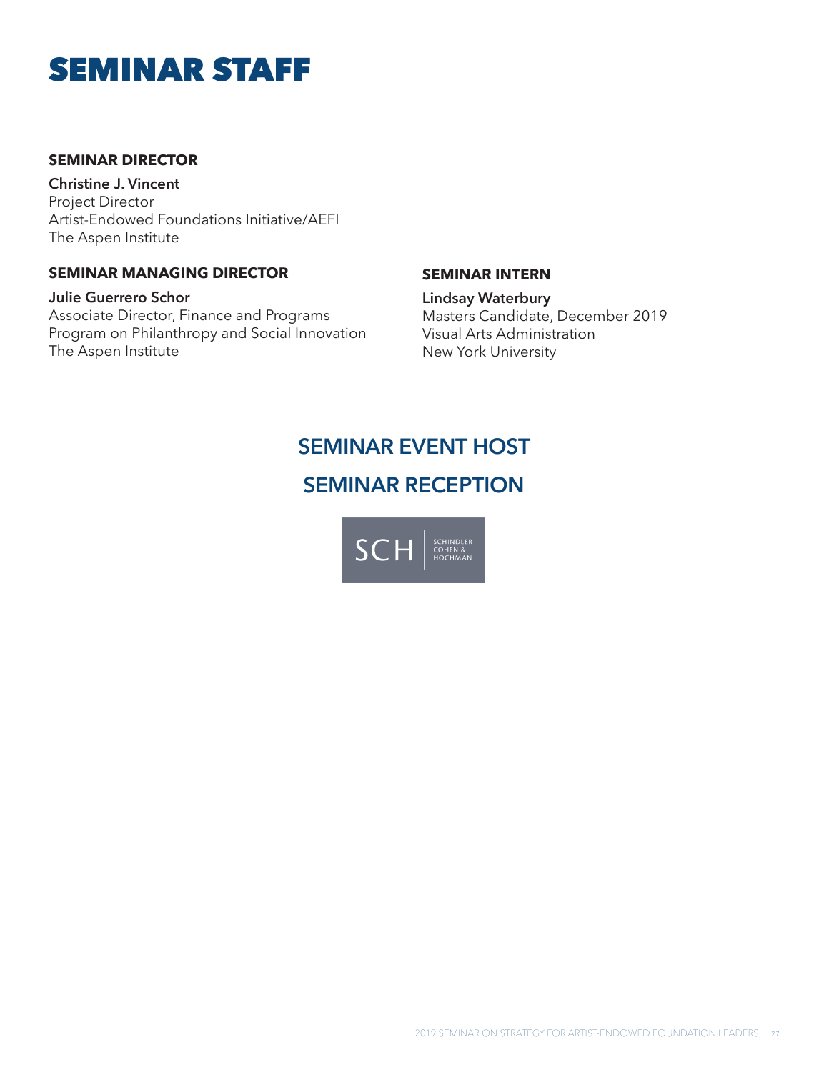# SEMINAR STAFF

### SEMINAR DIRECTOR

**Christine J. Vincent**
Project Director
Artist-Endowed Foundations Initiative/AEFI
The Aspen Institute

### SEMINAR MANAGING DIRECTOR

**Julie Guerrero Schor**
Associate Director, Finance and Programs
Program on Philanthropy and Social Innovation
The Aspen Institute

### SEMINAR INTERN

**Lindsay Waterbury**
Masters Candidate, December 2019
Visual Arts Administration
New York University

## SEMINAR EVENT HOST

## SEMINAR RECEPTION

SCH | SCHINDLER COHEN & HOCHMAN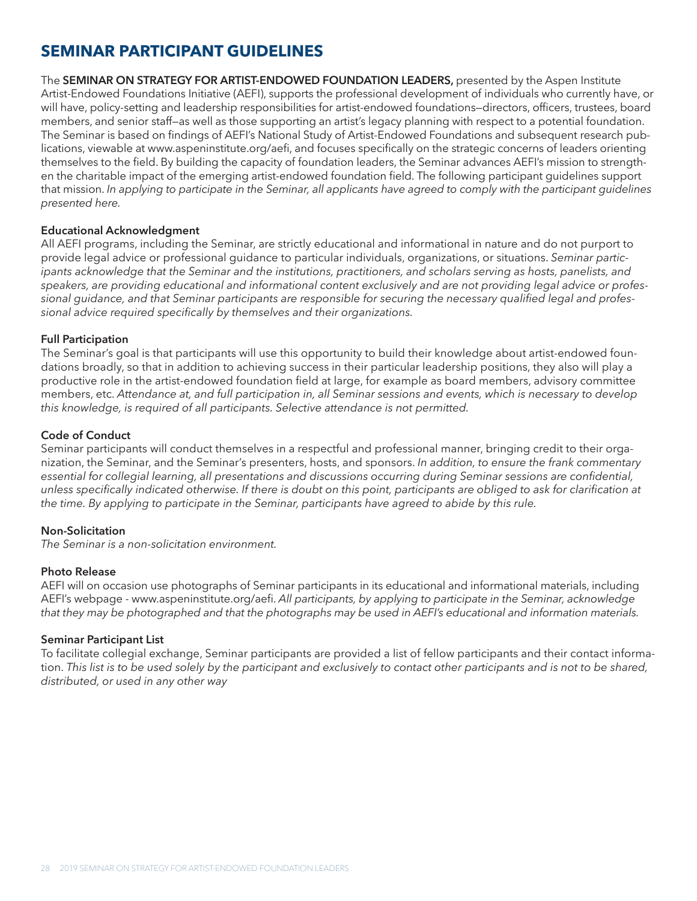# SEMINAR PARTICIPANT GUIDELINES

The **SEMINAR ON STRATEGY FOR ARTIST-ENDOWED FOUNDATION LEADERS,** presented by the Aspen Institute Artist-Endowed Foundations Initiative (AEFI), supports the professional development of individuals who currently have, or will have, policy-setting and leadership responsibilities for artist-endowed foundations—directors, officers, trustees, board members, and senior staff—as well as those supporting an artist's legacy planning with respect to a potential foundation. The Seminar is based on findings of AEFI's National Study of Artist-Endowed Foundations and subsequent research publications, viewable at www.aspeninstitute.org/aefi, and focuses specifically on the strategic concerns of leaders orienting themselves to the field. By building the capacity of foundation leaders, the Seminar advances AEFI's mission to strengthen the charitable impact of the emerging artist-endowed foundation field. The following participant guidelines support that mission. *In applying to participate in the Seminar, all applicants have agreed to comply with the participant guidelines presented here.*

### Educational Acknowledgment

All AEFI programs, including the Seminar, are strictly educational and informational in nature and do not purport to provide legal advice or professional guidance to particular individuals, organizations, or situations. *Seminar participants acknowledge that the Seminar and the institutions, practitioners, and scholars serving as hosts, panelists, and speakers, are providing educational and informational content exclusively and are not providing legal advice or professional guidance, and that Seminar participants are responsible for securing the necessary qualified legal and professional advice required specifically by themselves and their organizations.*

### Full Participation

The Seminar's goal is that participants will use this opportunity to build their knowledge about artist-endowed foundations broadly, so that in addition to achieving success in their particular leadership positions, they also will play a productive role in the artist-endowed foundation field at large, for example as board members, advisory committee members, etc. *Attendance at, and full participation in, all Seminar sessions and events, which is necessary to develop this knowledge, is required of all participants. Selective attendance is not permitted.*

### Code of Conduct

Seminar participants will conduct themselves in a respectful and professional manner, bringing credit to their organization, the Seminar, and the Seminar's presenters, hosts, and sponsors. *In addition, to ensure the frank commentary essential for collegial learning, all presentations and discussions occurring during Seminar sessions are confidential, unless specifically indicated otherwise. If there is doubt on this point, participants are obliged to ask for clarification at the time. By applying to participate in the Seminar, participants have agreed to abide by this rule.*

### Non-Solicitation

*The Seminar is a non-solicitation environment.*

### Photo Release

AEFI will on occasion use photographs of Seminar participants in its educational and informational materials, including AEFI's webpage - www.aspeninstitute.org/aefi. *All participants, by applying to participate in the Seminar, acknowledge that they may be photographed and that the photographs may be used in AEFI's educational and information materials.*

### Seminar Participant List

To facilitate collegial exchange, Seminar participants are provided a list of fellow participants and their contact information. *This list is to be used solely by the participant and exclusively to contact other participants and is not to be shared, distributed, or used in any other way*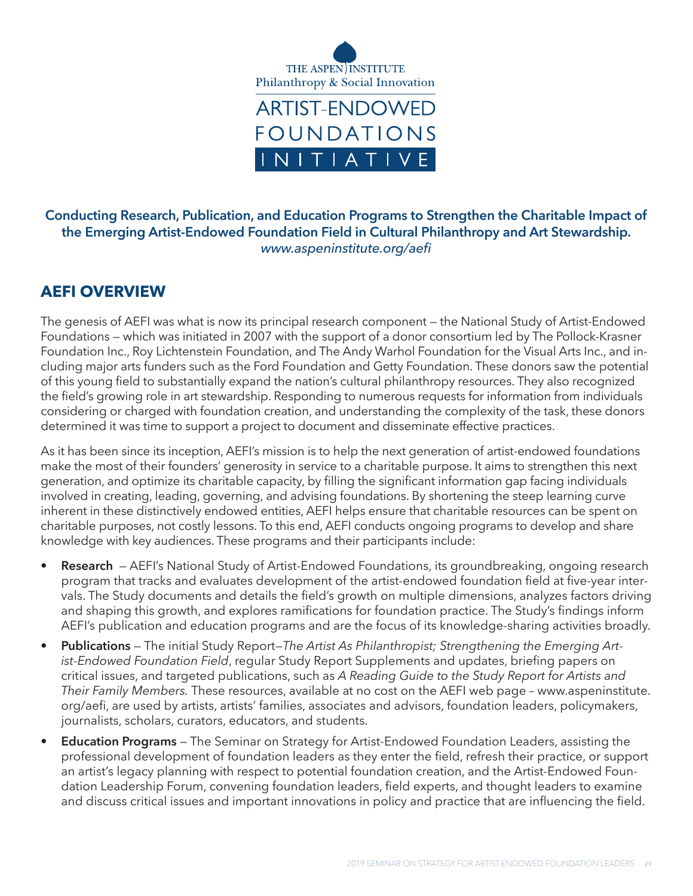THE ASPEN INSTITUTE
Philanthropy & Social Innovation

ARTIST-ENDOWED FOUNDATIONS INITIATIVE

**Conducting Research, Publication, and Education Programs to Strengthen the Charitable Impact of the Emerging Artist-Endowed Foundation Field in Cultural Philanthropy and Art Stewardship.**
*www.aspeninstitute.org/aefi*

## AEFI OVERVIEW

The genesis of AEFI was what is now its principal research component — the National Study of Artist-Endowed Foundations — which was initiated in 2007 with the support of a donor consortium led by The Pollock-Krasner Foundation Inc., Roy Lichtenstein Foundation, and The Andy Warhol Foundation for the Visual Arts Inc., and including major arts funders such as the Ford Foundation and Getty Foundation. These donors saw the potential of this young field to substantially expand the nation's cultural philanthropy resources. They also recognized the field's growing role in art stewardship. Responding to numerous requests for information from individuals considering or charged with foundation creation, and understanding the complexity of the task, these donors determined it was time to support a project to document and disseminate effective practices.

As it has been since its inception, AEFI's mission is to help the next generation of artist-endowed foundations make the most of their founders' generosity in service to a charitable purpose. It aims to strengthen this next generation, and optimize its charitable capacity, by filling the significant information gap facing individuals involved in creating, leading, governing, and advising foundations. By shortening the steep learning curve inherent in these distinctively endowed entities, AEFI helps ensure that charitable resources can be spent on charitable purposes, not costly lessons. To this end, AEFI conducts ongoing programs to develop and share knowledge with key audiences. These programs and their participants include:

- **Research** — AEFI's National Study of Artist-Endowed Foundations, its groundbreaking, ongoing research program that tracks and evaluates development of the artist-endowed foundation field at five-year intervals. The Study documents and details the field's growth on multiple dimensions, analyzes factors driving and shaping this growth, and explores ramifications for foundation practice. The Study's findings inform AEFI's publication and education programs and are the focus of its knowledge-sharing activities broadly.
- **Publications** — The initial Study Report—*The Artist As Philanthropist; Strengthening the Emerging Artist-Endowed Foundation Field*, regular Study Report Supplements and updates, briefing papers on critical issues, and targeted publications, such as *A Reading Guide to the Study Report for Artists and Their Family Members*. These resources, available at no cost on the AEFI web page – www.aspeninstitute.org/aefi, are used by artists, artists' families, associates and advisors, foundation leaders, policymakers, journalists, scholars, curators, educators, and students.
- **Education Programs** — The Seminar on Strategy for Artist-Endowed Foundation Leaders, assisting the professional development of foundation leaders as they enter the field, refresh their practice, or support an artist's legacy planning with respect to potential foundation creation, and the Artist-Endowed Foundation Leadership Forum, convening foundation leaders, field experts, and thought leaders to examine and discuss critical issues and important innovations in policy and practice that are influencing the field.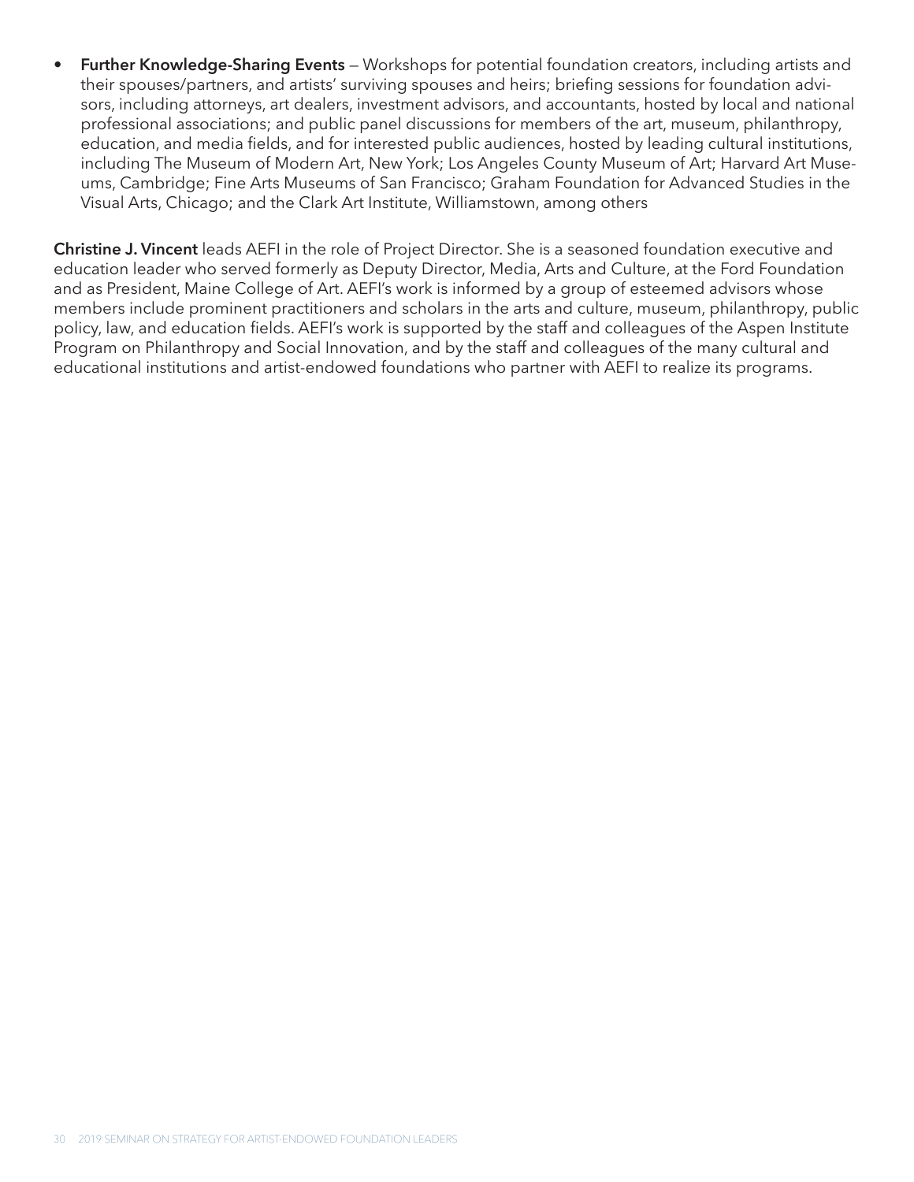- **Further Knowledge-Sharing Events** — Workshops for potential foundation creators, including artists and their spouses/partners, and artists' surviving spouses and heirs; briefing sessions for foundation advisors, including attorneys, art dealers, investment advisors, and accountants, hosted by local and national professional associations; and public panel discussions for members of the art, museum, philanthropy, education, and media fields, and for interested public audiences, hosted by leading cultural institutions, including The Museum of Modern Art, New York; Los Angeles County Museum of Art; Harvard Art Museums, Cambridge; Fine Arts Museums of San Francisco; Graham Foundation for Advanced Studies in the Visual Arts, Chicago; and the Clark Art Institute, Williamstown, among others

**Christine J. Vincent** leads AEFI in the role of Project Director. She is a seasoned foundation executive and education leader who served formerly as Deputy Director, Media, Arts and Culture, at the Ford Foundation and as President, Maine College of Art. AEFI's work is informed by a group of esteemed advisors whose members include prominent practitioners and scholars in the arts and culture, museum, philanthropy, public policy, law, and education fields. AEFI's work is supported by the staff and colleagues of the Aspen Institute Program on Philanthropy and Social Innovation, and by the staff and colleagues of the many cultural and educational institutions and artist-endowed foundations who partner with AEFI to realize its programs.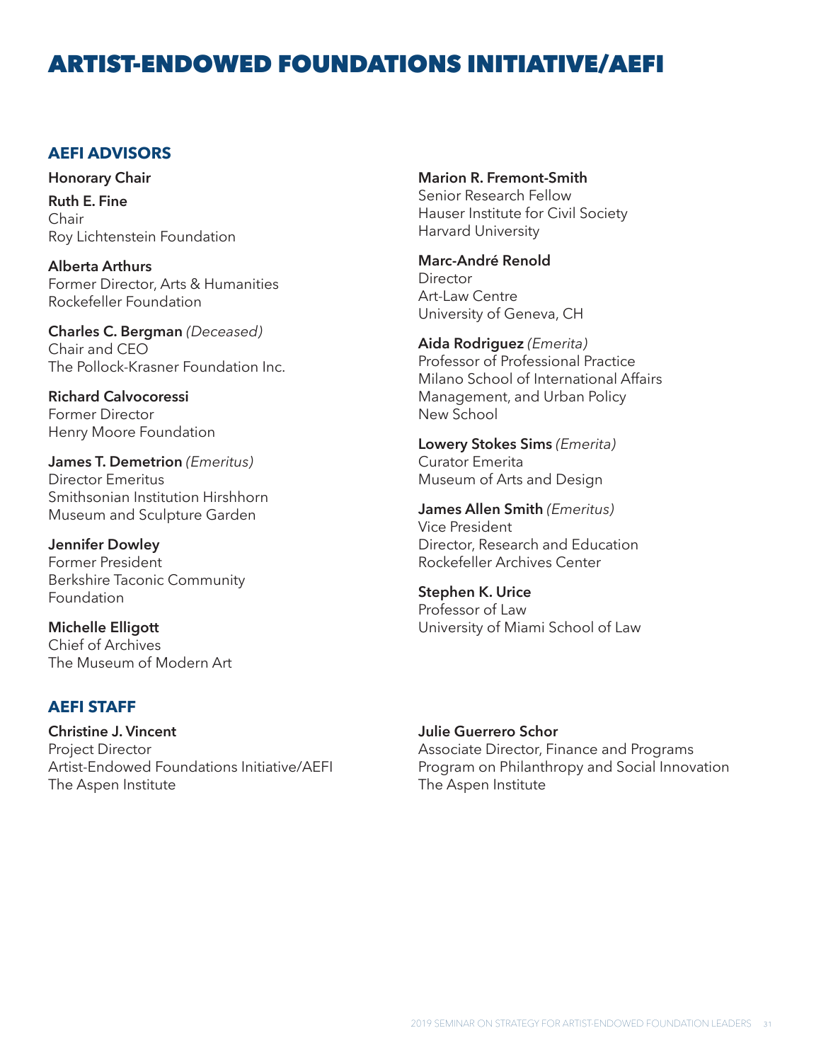# ARTIST-ENDOWED FOUNDATIONS INITIATIVE/AEFI

## AEFI ADVISORS

**Honorary Chair**

**Ruth E. Fine**
Chair
Roy Lichtenstein Foundation

**Alberta Arthurs**
Former Director, Arts & Humanities
Rockefeller Foundation

**Charles C. Bergman** *(Deceased)*
Chair and CEO
The Pollock-Krasner Foundation Inc.

**Richard Calvocoressi**
Former Director
Henry Moore Foundation

**James T. Demetrion** *(Emeritus)*
Director Emeritus
Smithsonian Institution Hirshhorn Museum and Sculpture Garden

**Jennifer Dowley**
Former President
Berkshire Taconic Community Foundation

**Michelle Elligott**
Chief of Archives
The Museum of Modern Art

**Marion R. Fremont-Smith**
Senior Research Fellow
Hauser Institute for Civil Society
Harvard University

**Marc-André Renold**
Director
Art-Law Centre
University of Geneva, CH

**Aida Rodriguez** *(Emerita)*
Professor of Professional Practice
Milano School of International Affairs Management, and Urban Policy
New School

**Lowery Stokes Sims** *(Emerita)*
Curator Emerita
Museum of Arts and Design

**James Allen Smith** *(Emeritus)*
Vice President
Director, Research and Education
Rockefeller Archives Center

**Stephen K. Urice**
Professor of Law
University of Miami School of Law

## AEFI STAFF

**Christine J. Vincent**
Project Director
Artist-Endowed Foundations Initiative/AEFI
The Aspen Institute

**Julie Guerrero Schor**
Associate Director, Finance and Programs
Program on Philanthropy and Social Innovation
The Aspen Institute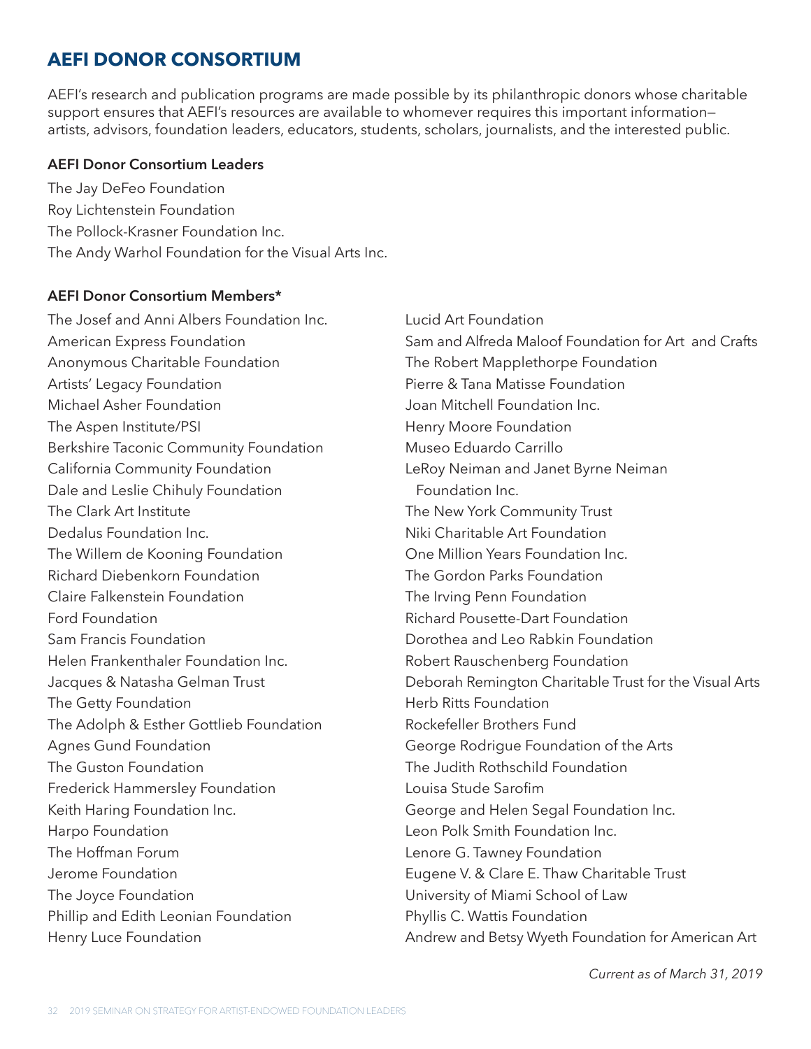## AEFI DONOR CONSORTIUM

AEFI's research and publication programs are made possible by its philanthropic donors whose charitable support ensures that AEFI's resources are available to whomever requires this important information—artists, advisors, foundation leaders, educators, students, scholars, journalists, and the interested public.

### AEFI Donor Consortium Leaders

The Jay DeFeo Foundation  
Roy Lichtenstein Foundation  
The Pollock-Krasner Foundation Inc.  
The Andy Warhol Foundation for the Visual Arts Inc.

### AEFI Donor Consortium Members*

The Josef and Anni Albers Foundation Inc.  
American Express Foundation  
Anonymous Charitable Foundation  
Artists' Legacy Foundation  
Michael Asher Foundation  
The Aspen Institute/PSI  
Berkshire Taconic Community Foundation  
California Community Foundation  
Dale and Leslie Chihuly Foundation  
The Clark Art Institute  
Dedalus Foundation Inc.  
The Willem de Kooning Foundation  
Richard Diebenkorn Foundation  
Claire Falkenstein Foundation  
Ford Foundation  
Sam Francis Foundation  
Helen Frankenthaler Foundation Inc.  
Jacques & Natasha Gelman Trust  
The Getty Foundation  
The Adolph & Esther Gottlieb Foundation  
Agnes Gund Foundation  
The Guston Foundation  
Frederick Hammersley Foundation  
Keith Haring Foundation Inc.  
Harpo Foundation  
The Hoffman Forum  
Jerome Foundation  
The Joyce Foundation  
Phillip and Edith Leonian Foundation  
Henry Luce Foundation  
Lucid Art Foundation  
Sam and Alfreda Maloof Foundation for Art and Crafts  
The Robert Mapplethorpe Foundation  
Pierre & Tana Matisse Foundation  
Joan Mitchell Foundation Inc.  
Henry Moore Foundation  
Museo Eduardo Carrillo  
LeRoy Neiman and Janet Byrne Neiman Foundation Inc.  
The New York Community Trust  
Niki Charitable Art Foundation  
One Million Years Foundation Inc.  
The Gordon Parks Foundation  
The Irving Penn Foundation  
Richard Pousette-Dart Foundation  
Dorothea and Leo Rabkin Foundation  
Robert Rauschenberg Foundation  
Deborah Remington Charitable Trust for the Visual Arts  
Herb Ritts Foundation  
Rockefeller Brothers Fund  
George Rodrigue Foundation of the Arts  
The Judith Rothschild Foundation  
Louisa Stude Sarofim  
George and Helen Segal Foundation Inc.  
Leon Polk Smith Foundation Inc.  
Lenore G. Tawney Foundation  
Eugene V. & Clare E. Thaw Charitable Trust  
University of Miami School of Law  
Phyllis C. Wattis Foundation  
Andrew and Betsy Wyeth Foundation for American Art

*Current as of March 31, 2019*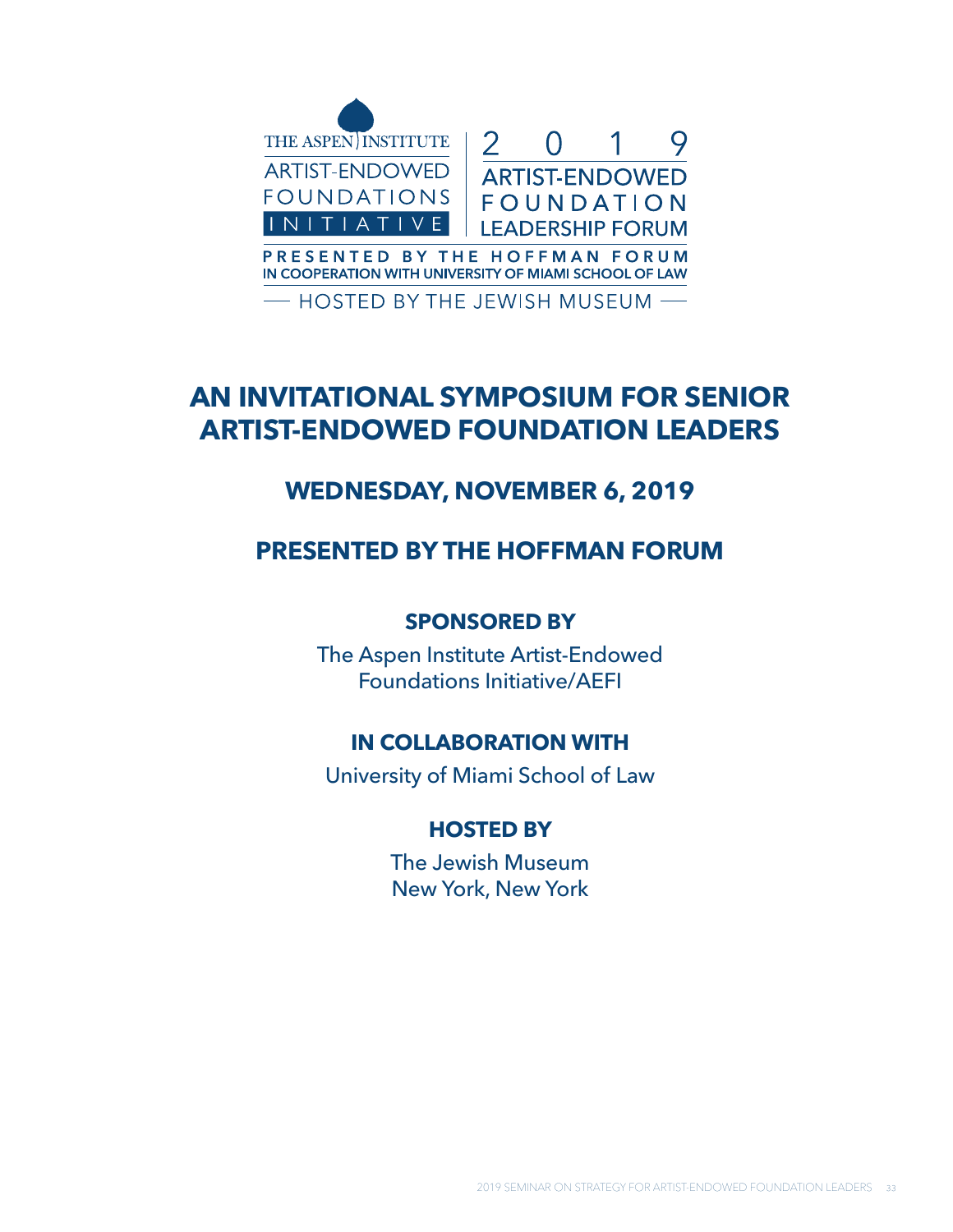THE ASPEN INSTITUTE
ARTIST-ENDOWED FOUNDATIONS INITIATIVE

2019
ARTIST-ENDOWED FOUNDATION LEADERSHIP FORUM

PRESENTED BY THE HOFFMAN FORUM
IN COOPERATION WITH UNIVERSITY OF MIAMI SCHOOL OF LAW

— HOSTED BY THE JEWISH MUSEUM —

# AN INVITATIONAL SYMPOSIUM FOR SENIOR ARTIST-ENDOWED FOUNDATION LEADERS

## WEDNESDAY, NOVEMBER 6, 2019

## PRESENTED BY THE HOFFMAN FORUM

### SPONSORED BY

The Aspen Institute Artist-Endowed Foundations Initiative/AEFI

### IN COLLABORATION WITH

University of Miami School of Law

### HOSTED BY

The Jewish Museum
New York, New York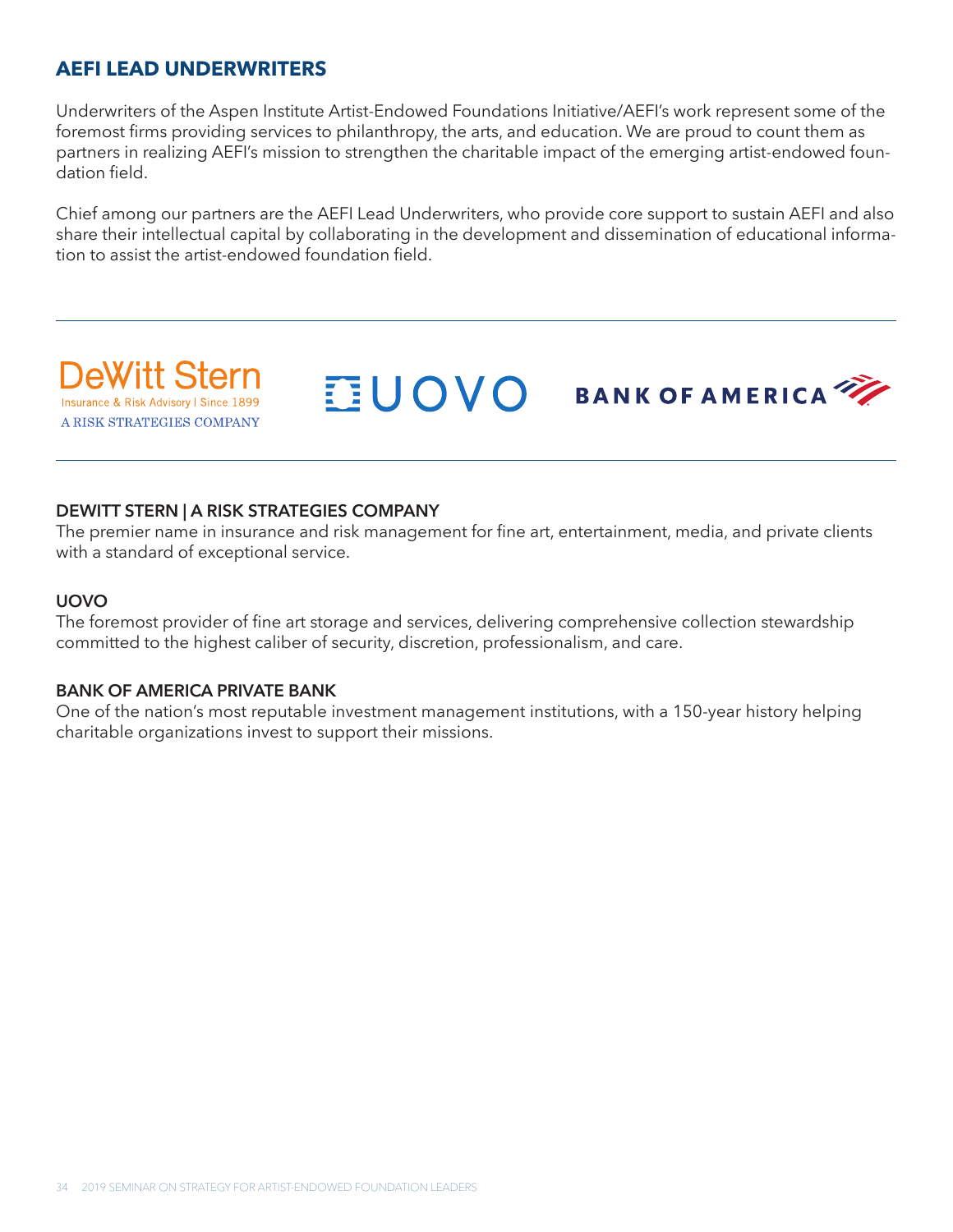## AEFI LEAD UNDERWRITERS

Underwriters of the Aspen Institute Artist-Endowed Foundations Initiative/AEFI's work represent some of the foremost firms providing services to philanthropy, the arts, and education. We are proud to count them as partners in realizing AEFI's mission to strengthen the charitable impact of the emerging artist-endowed foundation field.

Chief among our partners are the AEFI Lead Underwriters, who provide core support to sustain AEFI and also share their intellectual capital by collaborating in the development and dissemination of educational information to assist the artist-endowed foundation field.

DeWitt Stern
Insurance & Risk Advisory | Since 1899
A RISK STRATEGIES COMPANY

UOVO

BANK OF AMERICA

**DEWITT STERN | A RISK STRATEGIES COMPANY**
The premier name in insurance and risk management for fine art, entertainment, media, and private clients with a standard of exceptional service.

**UOVO**
The foremost provider of fine art storage and services, delivering comprehensive collection stewardship committed to the highest caliber of security, discretion, professionalism, and care.

**BANK OF AMERICA PRIVATE BANK**
One of the nation's most reputable investment management institutions, with a 150-year history helping charitable organizations invest to support their missions.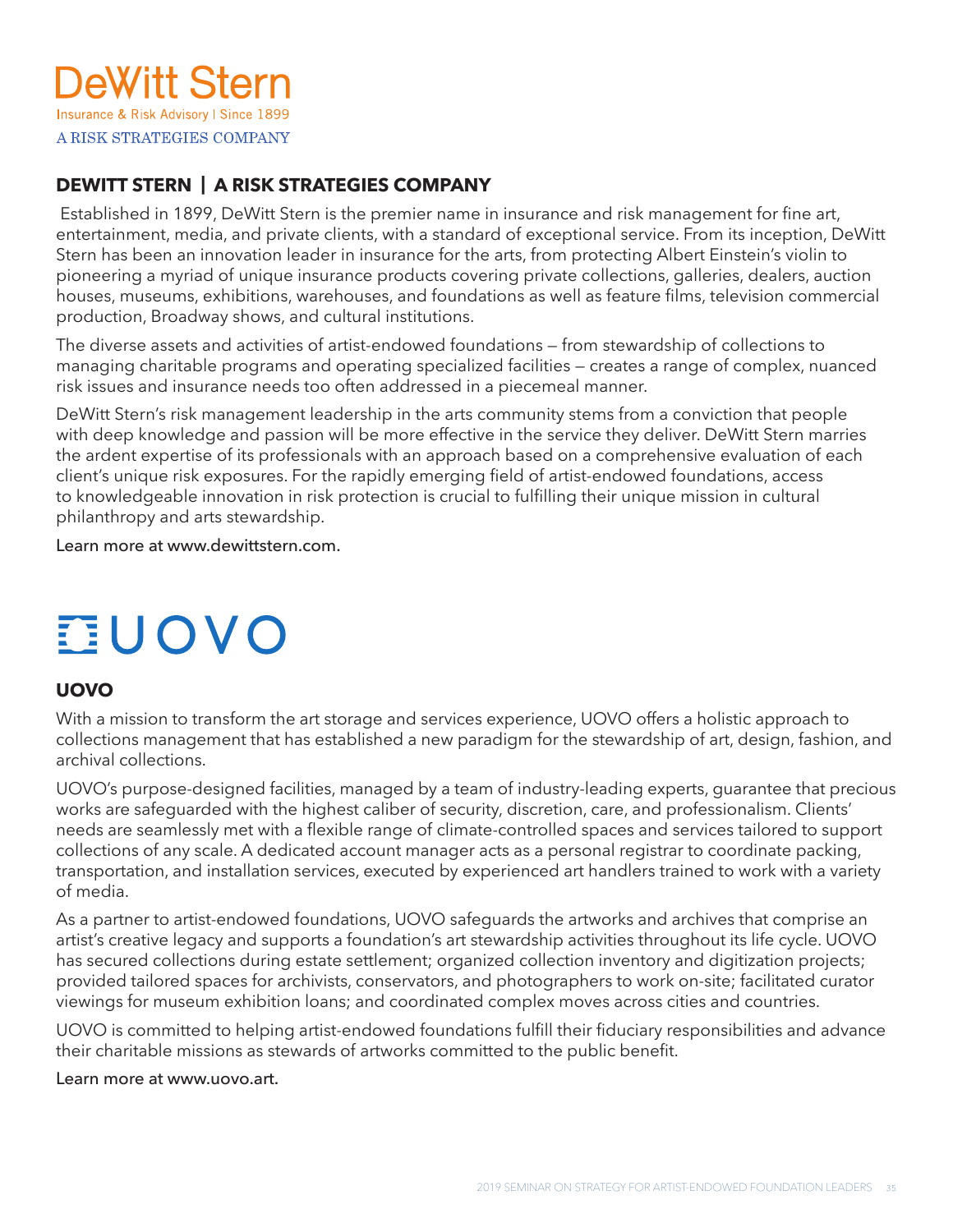DeWitt Stern

Insurance & Risk Advisory | Since 1899

A RISK STRATEGIES COMPANY

## DEWITT STERN | A RISK STRATEGIES COMPANY

Established in 1899, DeWitt Stern is the premier name in insurance and risk management for fine art, entertainment, media, and private clients, with a standard of exceptional service. From its inception, DeWitt Stern has been an innovation leader in insurance for the arts, from protecting Albert Einstein's violin to pioneering a myriad of unique insurance products covering private collections, galleries, dealers, auction houses, museums, exhibitions, warehouses, and foundations as well as feature films, television commercial production, Broadway shows, and cultural institutions.

The diverse assets and activities of artist-endowed foundations — from stewardship of collections to managing charitable programs and operating specialized facilities — creates a range of complex, nuanced risk issues and insurance needs too often addressed in a piecemeal manner.

DeWitt Stern's risk management leadership in the arts community stems from a conviction that people with deep knowledge and passion will be more effective in the service they deliver. DeWitt Stern marries the ardent expertise of its professionals with an approach based on a comprehensive evaluation of each client's unique risk exposures. For the rapidly emerging field of artist-endowed foundations, access to knowledgeable innovation in risk protection is crucial to fulfilling their unique mission in cultural philanthropy and arts stewardship.

Learn more at www.dewittstern.com.

UOVO

## UOVO

With a mission to transform the art storage and services experience, UOVO offers a holistic approach to collections management that has established a new paradigm for the stewardship of art, design, fashion, and archival collections.

UOVO's purpose-designed facilities, managed by a team of industry-leading experts, guarantee that precious works are safeguarded with the highest caliber of security, discretion, care, and professionalism. Clients' needs are seamlessly met with a flexible range of climate-controlled spaces and services tailored to support collections of any scale. A dedicated account manager acts as a personal registrar to coordinate packing, transportation, and installation services, executed by experienced art handlers trained to work with a variety of media.

As a partner to artist-endowed foundations, UOVO safeguards the artworks and archives that comprise an artist's creative legacy and supports a foundation's art stewardship activities throughout its life cycle. UOVO has secured collections during estate settlement; organized collection inventory and digitization projects; provided tailored spaces for archivists, conservators, and photographers to work on-site; facilitated curator viewings for museum exhibition loans; and coordinated complex moves across cities and countries.

UOVO is committed to helping artist-endowed foundations fulfill their fiduciary responsibilities and advance their charitable missions as stewards of artworks committed to the public benefit.

Learn more at www.uovo.art.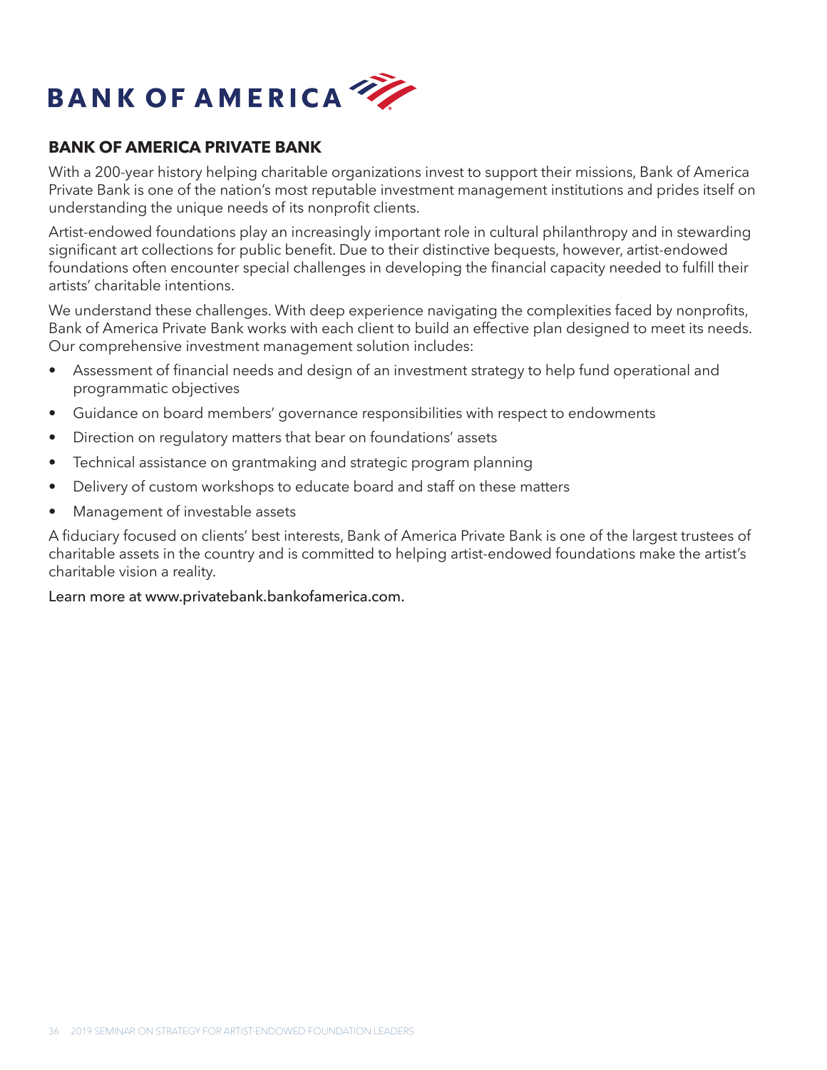BANK OF AMERICA

## BANK OF AMERICA PRIVATE BANK

With a 200-year history helping charitable organizations invest to support their missions, Bank of America Private Bank is one of the nation's most reputable investment management institutions and prides itself on understanding the unique needs of its nonprofit clients.

Artist-endowed foundations play an increasingly important role in cultural philanthropy and in stewarding significant art collections for public benefit. Due to their distinctive bequests, however, artist-endowed foundations often encounter special challenges in developing the financial capacity needed to fulfill their artists' charitable intentions.

We understand these challenges. With deep experience navigating the complexities faced by nonprofits, Bank of America Private Bank works with each client to build an effective plan designed to meet its needs. Our comprehensive investment management solution includes:

- Assessment of financial needs and design of an investment strategy to help fund operational and programmatic objectives
- Guidance on board members' governance responsibilities with respect to endowments
- Direction on regulatory matters that bear on foundations' assets
- Technical assistance on grantmaking and strategic program planning
- Delivery of custom workshops to educate board and staff on these matters
- Management of investable assets

A fiduciary focused on clients' best interests, Bank of America Private Bank is one of the largest trustees of charitable assets in the country and is committed to helping artist-endowed foundations make the artist's charitable vision a reality.

Learn more at www.privatebank.bankofamerica.com.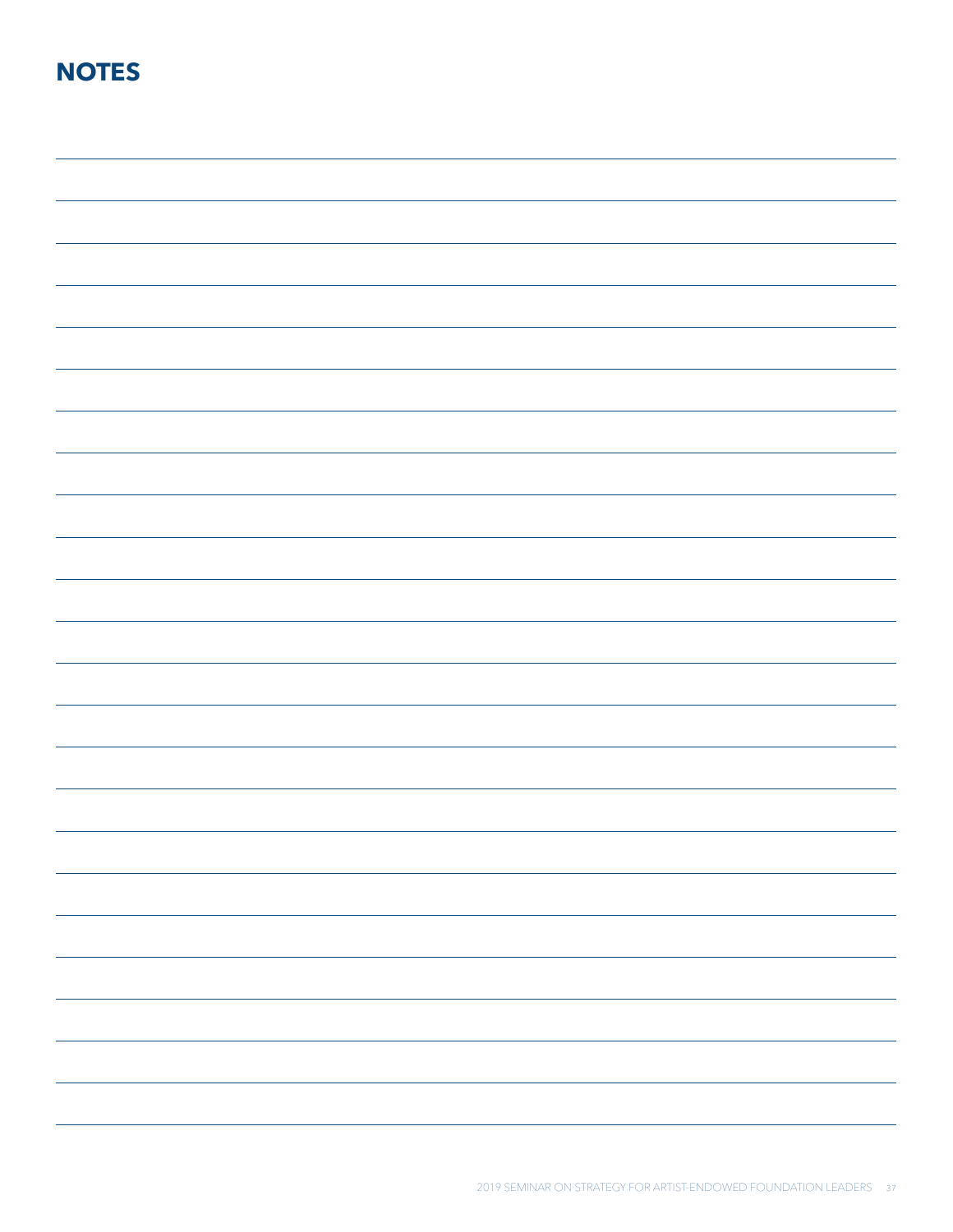# NOTES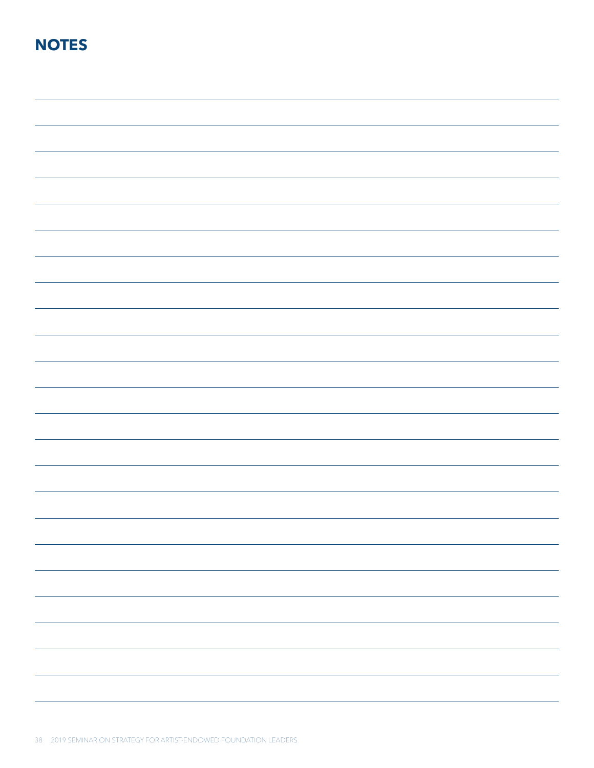# NOTES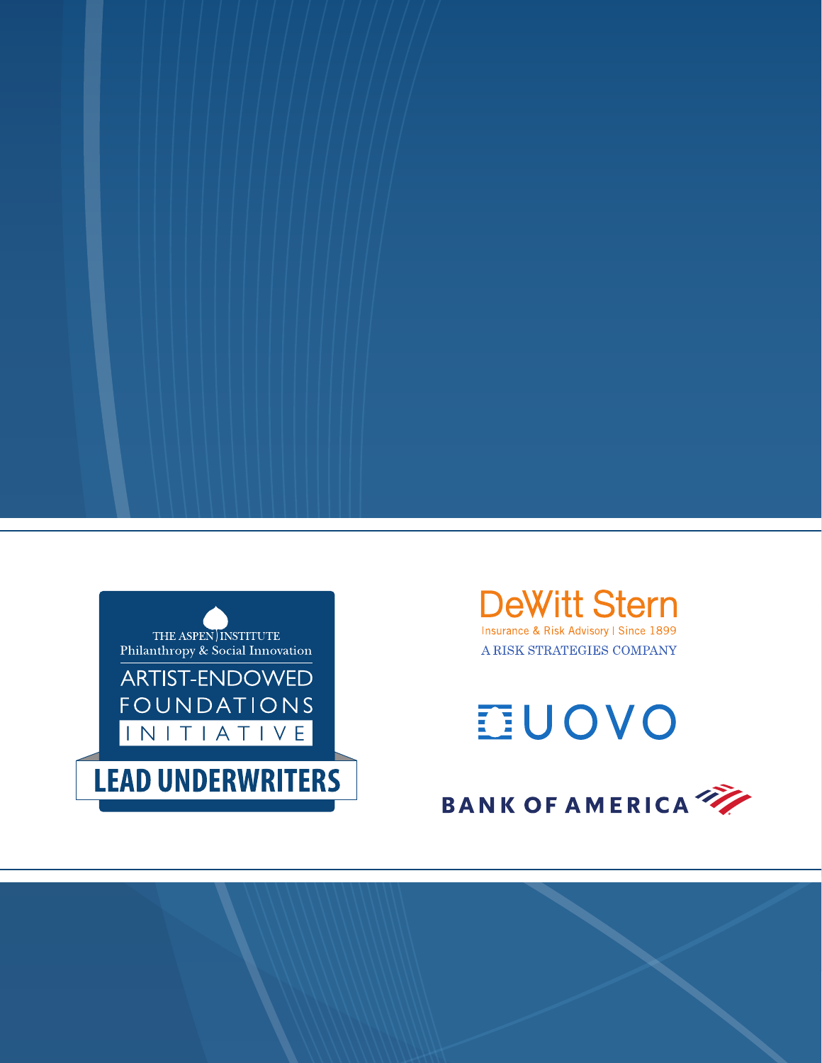THE ASPEN INSTITUTE
Philanthropy & Social Innovation

ARTIST-ENDOWED FOUNDATIONS INITIATIVE

**LEAD UNDERWRITERS**

DeWitt Stern
Insurance & Risk Advisory | Since 1899
A RISK STRATEGIES COMPANY

UOVO

BANK OF AMERICA